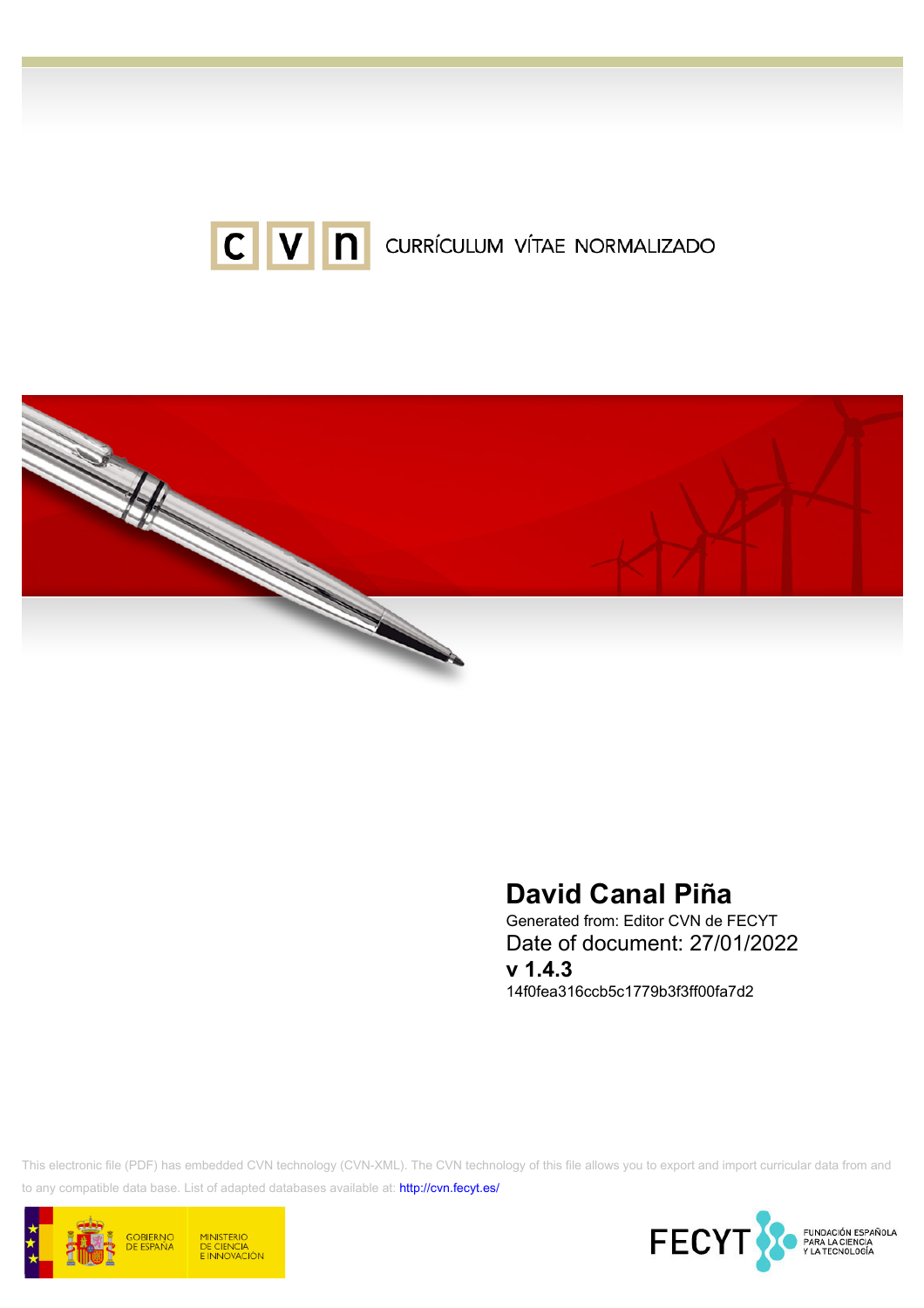CVN CURRÍCULUM VÍTAE NORMALIZADO

# David Canal Piña

Generated from: Editor CVN de FECYT

Date of document: 27/01/2022

**v 1.4.3**

14f0fea316ccb5c1779b3f3ff00fa7d2

This electronic file (PDF) has embedded CVN technology (CVN-XML). The CVN technology of this file allows you to export and import curricular data from and to any compatible data base. List of adapted databases available at: http://cvn.fecyt.es/

GOBIERNO DE ESPAÑA | MINISTERIO DE CIENCIA E INNOVACIÓN

FECYT FUNDACIÓN ESPAÑOLA PARA LA CIENCIA Y LA TECNOLOGÍA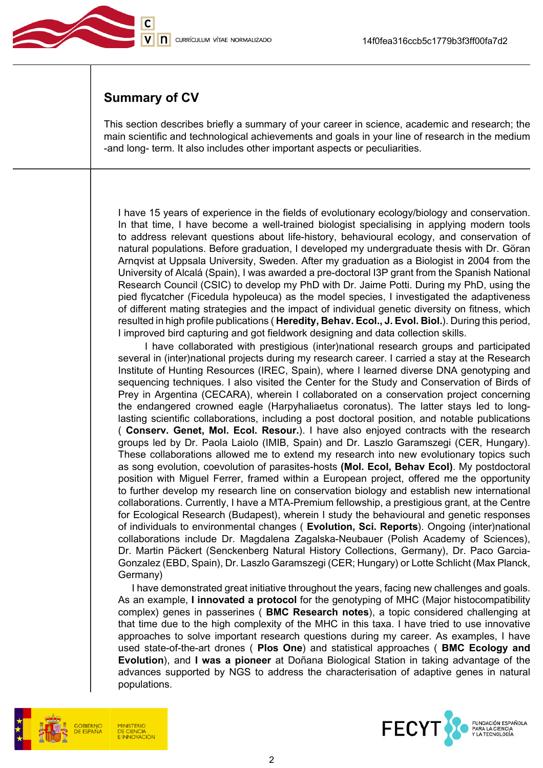## Summary of CV

This section describes briefly a summary of your career in science, academic and research; the main scientific and technological achievements and goals in your line of research in the medium -and long- term. It also includes other important aspects or peculiarities.

I have 15 years of experience in the fields of evolutionary ecology/biology and conservation. In that time, I have become a well-trained biologist specialising in applying modern tools to address relevant questions about life-history, behavioural ecology, and conservation of natural populations. Before graduation, I developed my undergraduate thesis with Dr. Göran Arnqvist at Uppsala University, Sweden. After my graduation as a Biologist in 2004 from the University of Alcalá (Spain), I was awarded a pre-doctoral I3P grant from the Spanish National Research Council (CSIC) to develop my PhD with Dr. Jaime Potti. During my PhD, using the pied flycatcher (Ficedula hypoleuca) as the model species, I investigated the adaptiveness of different mating strategies and the impact of individual genetic diversity on fitness, which resulted in high profile publications ( **Heredity, Behav. Ecol., J. Evol. Biol.**). During this period, I improved bird capturing and got fieldwork designing and data collection skills.

I have collaborated with prestigious (inter)national research groups and participated several in (inter)national projects during my research career. I carried a stay at the Research Institute of Hunting Resources (IREC, Spain), where I learned diverse DNA genotyping and sequencing techniques. I also visited the Center for the Study and Conservation of Birds of Prey in Argentina (CECARA), wherein I collaborated on a conservation project concerning the endangered crowned eagle (Harpyhaliaetus coronatus). The latter stays led to long-lasting scientific collaborations, including a post doctoral position, and notable publications ( **Conserv. Genet, Mol. Ecol. Resour.**). I have also enjoyed contracts with the research groups led by Dr. Paola Laiolo (IMIB, Spain) and Dr. Laszlo Garamszegi (CER, Hungary). These collaborations allowed me to extend my research into new evolutionary topics such as song evolution, coevolution of parasites-hosts **(Mol. Ecol, Behav Ecol)**. My postdoctoral position with Miguel Ferrer, framed within a European project, offered me the opportunity to further develop my research line on conservation biology and establish new international collaborations. Currently, I have a MTA-Premium fellowship, a prestigious grant, at the Centre for Ecological Research (Budapest), wherein I study the behavioural and genetic responses of individuals to environmental changes ( **Evolution, Sci. Reports**). Ongoing (inter)national collaborations include Dr. Magdalena Zagalska-Neubauer (Polish Academy of Sciences), Dr. Martin Päckert (Senckenberg Natural History Collections, Germany), Dr. Paco Garcia-Gonzalez (EBD, Spain), Dr. Laszlo Garamszegi (CER; Hungary) or Lotte Schlicht (Max Planck, Germany)

I have demonstrated great initiative throughout the years, facing new challenges and goals. As an example, **I innovated a protocol** for the genotyping of MHC (Major histocompatibility complex) genes in passerines ( **BMC Research notes**), a topic considered challenging at that time due to the high complexity of the MHC in this taxa. I have tried to use innovative approaches to solve important research questions during my career. As examples, I have used state-of-the-art drones ( **Plos One**) and statistical approaches ( **BMC Ecology and Evolution**), and **I was a pioneer** at Doñana Biological Station in taking advantage of the advances supported by NGS to address the characterisation of adaptive genes in natural populations.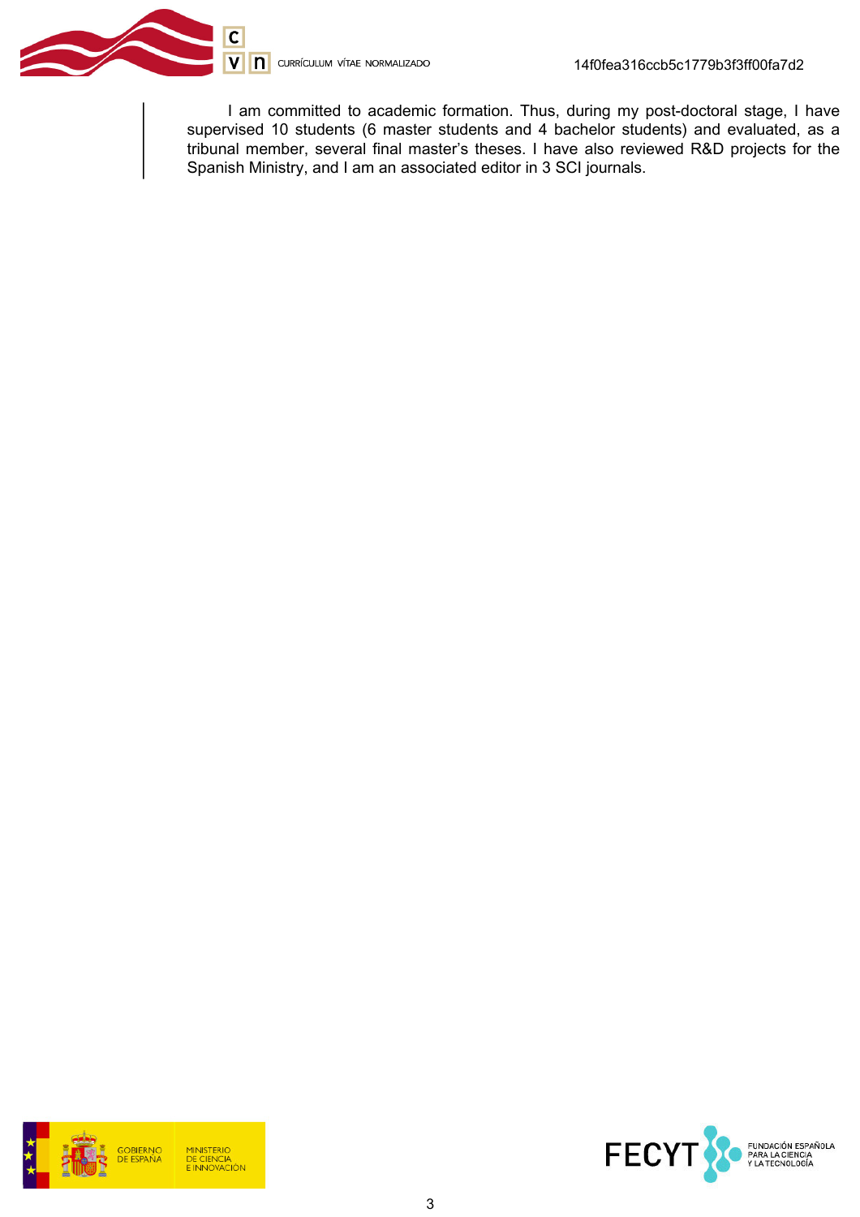I am committed to academic formation. Thus, during my post-doctoral stage, I have supervised 10 students (6 master students and 4 bachelor students) and evaluated, as a tribunal member, several final master's theses. I have also reviewed R&D projects for the Spanish Ministry, and I am an associated editor in 3 SCI journals.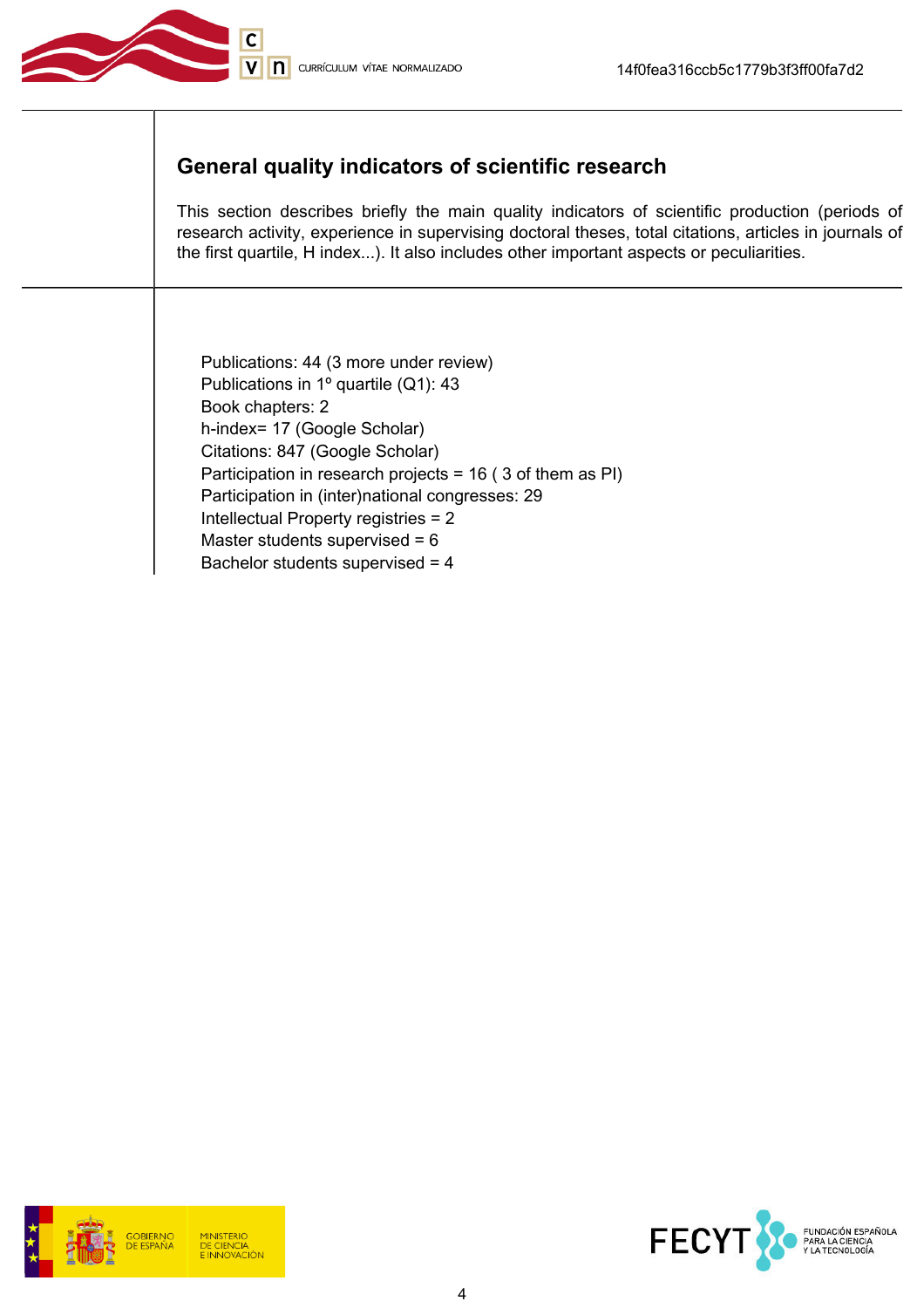## General quality indicators of scientific research

This section describes briefly the main quality indicators of scientific production (periods of research activity, experience in supervising doctoral theses, total citations, articles in journals of the first quartile, H index...). It also includes other important aspects or peculiarities.

Publications: 44 (3 more under review)
Publications in 1º quartile (Q1): 43
Book chapters: 2
h-index= 17 (Google Scholar)
Citations: 847 (Google Scholar)
Participation in research projects = 16 ( 3 of them as PI)
Participation in (inter)national congresses: 29
Intellectual Property registries = 2
Master students supervised = 6
Bachelor students supervised = 4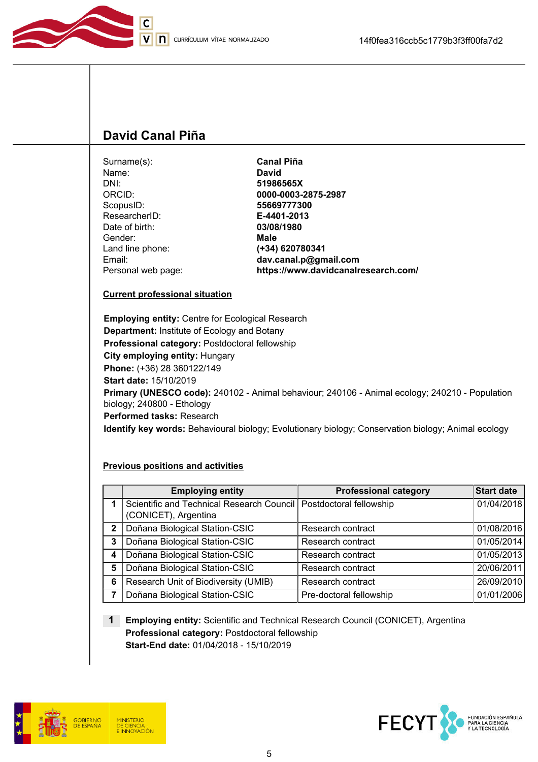# David Canal Piña

| | |
|---|---|
| Surname(s): | **Canal Piña** |
| Name: | **David** |
| DNI: | **51986565X** |
| ORCID: | **0000-0003-2875-2987** |
| ScopusID: | **55669777300** |
| ResearcherID: | **E-4401-2013** |
| Date of birth: | **03/08/1980** |
| Gender: | **Male** |
| Land line phone: | **(+34) 620780341** |
| Email: | **dav.canal.p@gmail.com** |
| Personal web page: | **https://www.davidcanalresearch.com/** |

## Current professional situation

**Employing entity:** Centre for Ecological Research
**Department:** Institute of Ecology and Botany
**Professional category:** Postdoctoral fellowship
**City employing entity:** Hungary
**Phone:** (+36) 28 360122/149
**Start date:** 15/10/2019
**Primary (UNESCO code):** 240102 - Animal behaviour; 240106 - Animal ecology; 240210 - Population biology; 240800 - Ethology
**Performed tasks:** Research
**Identify key words:** Behavioural biology; Evolutionary biology; Conservation biology; Animal ecology

## Previous positions and activities

| | Employing entity | Professional category | Start date |
|---|---|---|---|
| 1 | Scientific and Technical Research Council (CONICET), Argentina | Postdoctoral fellowship | 01/04/2018 |
| 2 | Doñana Biological Station-CSIC | Research contract | 01/08/2016 |
| 3 | Doñana Biological Station-CSIC | Research contract | 01/05/2014 |
| 4 | Doñana Biological Station-CSIC | Research contract | 01/05/2013 |
| 5 | Doñana Biological Station-CSIC | Research contract | 20/06/2011 |
| 6 | Research Unit of Biodiversity (UMIB) | Research contract | 26/09/2010 |
| 7 | Doñana Biological Station-CSIC | Pre-doctoral fellowship | 01/01/2006 |

**1** **Employing entity:** Scientific and Technical Research Council (CONICET), Argentina
**Professional category:** Postdoctoral fellowship
**Start-End date:** 01/04/2018 - 15/10/2019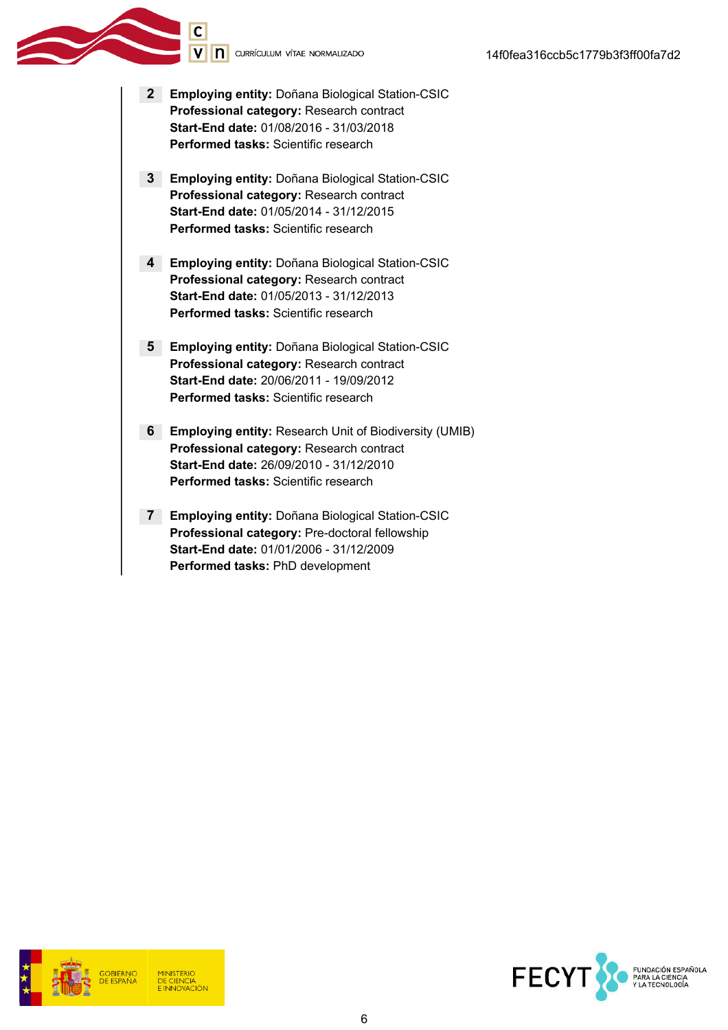**2** **Employing entity:** Doñana Biological Station-CSIC
**Professional category:** Research contract
**Start-End date:** 01/08/2016 - 31/03/2018
**Performed tasks:** Scientific research

**3** **Employing entity:** Doñana Biological Station-CSIC
**Professional category:** Research contract
**Start-End date:** 01/05/2014 - 31/12/2015
**Performed tasks:** Scientific research

**4** **Employing entity:** Doñana Biological Station-CSIC
**Professional category:** Research contract
**Start-End date:** 01/05/2013 - 31/12/2013
**Performed tasks:** Scientific research

**5** **Employing entity:** Doñana Biological Station-CSIC
**Professional category:** Research contract
**Start-End date:** 20/06/2011 - 19/09/2012
**Performed tasks:** Scientific research

**6** **Employing entity:** Research Unit of Biodiversity (UMIB)
**Professional category:** Research contract
**Start-End date:** 26/09/2010 - 31/12/2010
**Performed tasks:** Scientific research

**7** **Employing entity:** Doñana Biological Station-CSIC
**Professional category:** Pre-doctoral fellowship
**Start-End date:** 01/01/2006 - 31/12/2009
**Performed tasks:** PhD development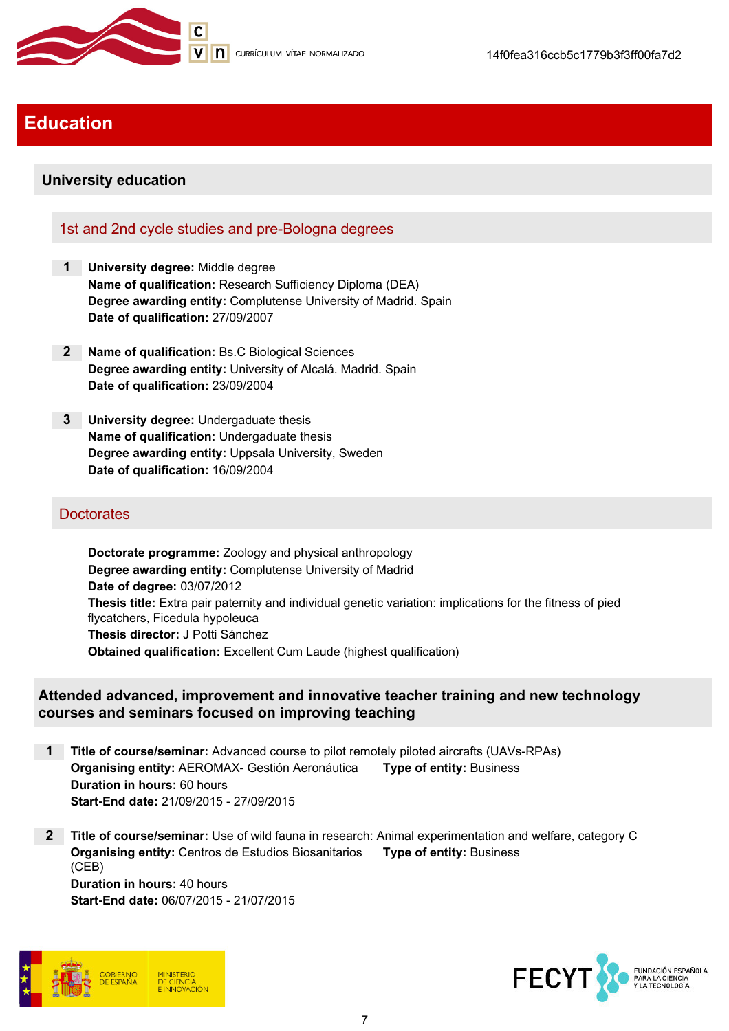# Education

## University education

### 1st and 2nd cycle studies and pre-Bologna degrees

**1** **University degree:** Middle degree
**Name of qualification:** Research Sufficiency Diploma (DEA)
**Degree awarding entity:** Complutense University of Madrid. Spain
**Date of qualification:** 27/09/2007

**2** **Name of qualification:** Bs.C Biological Sciences
**Degree awarding entity:** University of Alcalá. Madrid. Spain
**Date of qualification:** 23/09/2004

**3** **University degree:** Undergaduate thesis
**Name of qualification:** Undergaduate thesis
**Degree awarding entity:** Uppsala University, Sweden
**Date of qualification:** 16/09/2004

### Doctorates

**Doctorate programme:** Zoology and physical anthropology
**Degree awarding entity:** Complutense University of Madrid
**Date of degree:** 03/07/2012
**Thesis title:** Extra pair paternity and individual genetic variation: implications for the fitness of pied flycatchers, Ficedula hypoleuca
**Thesis director:** J Potti Sánchez
**Obtained qualification:** Excellent Cum Laude (highest qualification)

## Attended advanced, improvement and innovative teacher training and new technology courses and seminars focused on improving teaching

**1** **Title of course/seminar:** Advanced course to pilot remotely piloted aircrafts (UAVs-RPAs)
**Organising entity:** AEROMAX- Gestión Aeronáutica **Type of entity:** Business
**Duration in hours:** 60 hours
**Start-End date:** 21/09/2015 - 27/09/2015

**2** **Title of course/seminar:** Use of wild fauna in research: Animal experimentation and welfare, category C
**Organising entity:** Centros de Estudios Biosanitarios (CEB) **Type of entity:** Business
**Duration in hours:** 40 hours
**Start-End date:** 06/07/2015 - 21/07/2015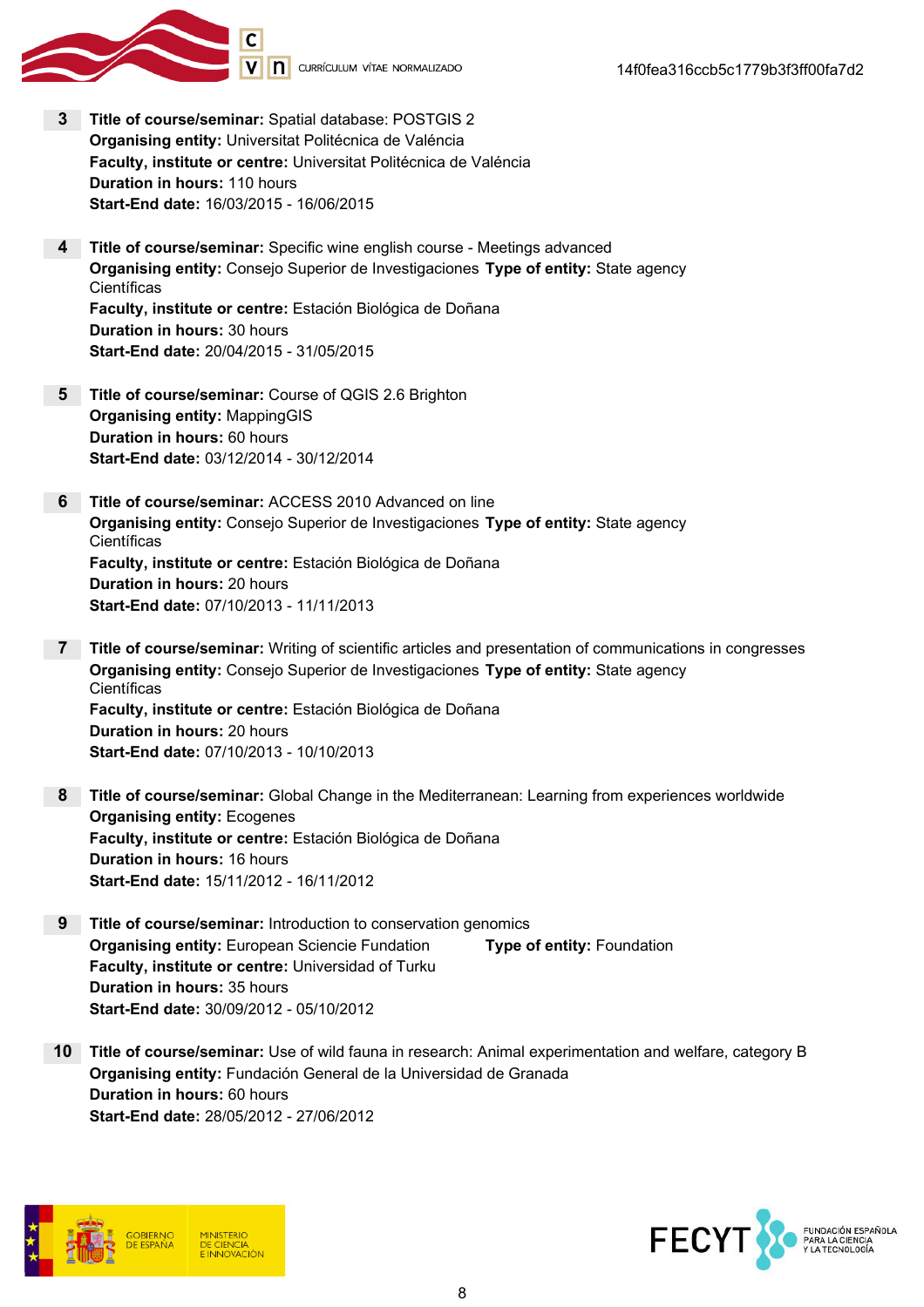**3** **Title of course/seminar:** Spatial database: POSTGIS 2
**Organising entity:** Universitat Politécnica de Valéncia
**Faculty, institute or centre:** Universitat Politécnica de Valéncia
**Duration in hours:** 110 hours
**Start-End date:** 16/03/2015 - 16/06/2015

**4** **Title of course/seminar:** Specific wine english course - Meetings advanced
**Organising entity:** Consejo Superior de Investigaciones Científicas **Type of entity:** State agency
**Faculty, institute or centre:** Estación Biológica de Doñana
**Duration in hours:** 30 hours
**Start-End date:** 20/04/2015 - 31/05/2015

**5** **Title of course/seminar:** Course of QGIS 2.6 Brighton
**Organising entity:** MappingGIS
**Duration in hours:** 60 hours
**Start-End date:** 03/12/2014 - 30/12/2014

**6** **Title of course/seminar:** ACCESS 2010 Advanced on line
**Organising entity:** Consejo Superior de Investigaciones Científicas **Type of entity:** State agency
**Faculty, institute or centre:** Estación Biológica de Doñana
**Duration in hours:** 20 hours
**Start-End date:** 07/10/2013 - 11/11/2013

**7** **Title of course/seminar:** Writing of scientific articles and presentation of communications in congresses
**Organising entity:** Consejo Superior de Investigaciones Científicas **Type of entity:** State agency
**Faculty, institute or centre:** Estación Biológica de Doñana
**Duration in hours:** 20 hours
**Start-End date:** 07/10/2013 - 10/10/2013

**8** **Title of course/seminar:** Global Change in the Mediterranean: Learning from experiences worldwide
**Organising entity:** Ecogenes
**Faculty, institute or centre:** Estación Biológica de Doñana
**Duration in hours:** 16 hours
**Start-End date:** 15/11/2012 - 16/11/2012

**9** **Title of course/seminar:** Introduction to conservation genomics
**Organising entity:** European Sciencie Fundation **Type of entity:** Foundation
**Faculty, institute or centre:** Universidad of Turku
**Duration in hours:** 35 hours
**Start-End date:** 30/09/2012 - 05/10/2012

**10** **Title of course/seminar:** Use of wild fauna in research: Animal experimentation and welfare, category B
**Organising entity:** Fundación General de la Universidad de Granada
**Duration in hours:** 60 hours
**Start-End date:** 28/05/2012 - 27/06/2012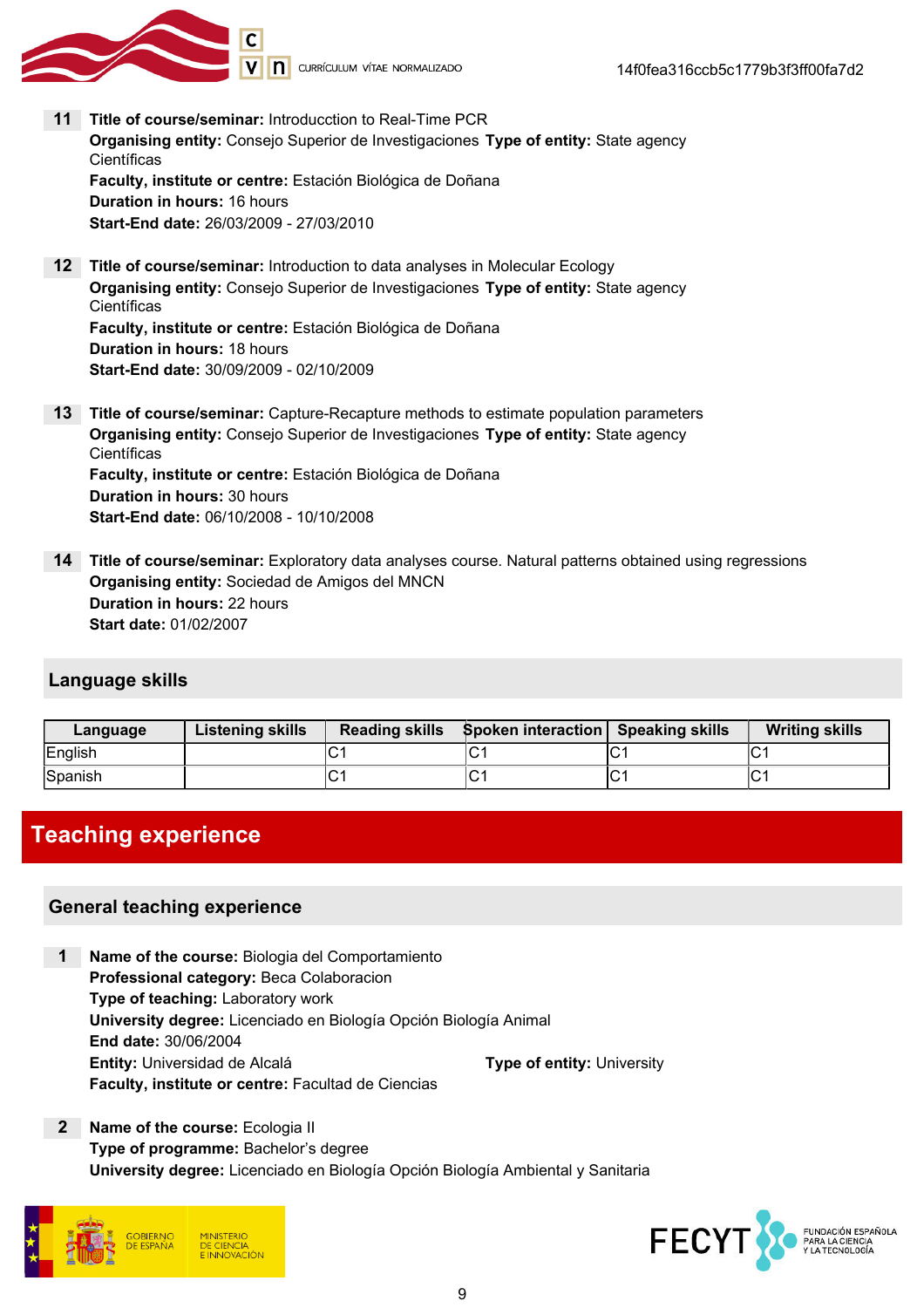**11** **Title of course/seminar:** Introducction to Real-Time PCR
**Organising entity:** Consejo Superior de Investigaciones Científicas **Type of entity:** State agency
**Faculty, institute or centre:** Estación Biológica de Doñana
**Duration in hours:** 16 hours
**Start-End date:** 26/03/2009 - 27/03/2010

**12** **Title of course/seminar:** Introduction to data analyses in Molecular Ecology
**Organising entity:** Consejo Superior de Investigaciones Científicas **Type of entity:** State agency
**Faculty, institute or centre:** Estación Biológica de Doñana
**Duration in hours:** 18 hours
**Start-End date:** 30/09/2009 - 02/10/2009

**13** **Title of course/seminar:** Capture-Recapture methods to estimate population parameters
**Organising entity:** Consejo Superior de Investigaciones Científicas **Type of entity:** State agency
**Faculty, institute or centre:** Estación Biológica de Doñana
**Duration in hours:** 30 hours
**Start-End date:** 06/10/2008 - 10/10/2008

**14** **Title of course/seminar:** Exploratory data analyses course. Natural patterns obtained using regressions
**Organising entity:** Sociedad de Amigos del MNCN
**Duration in hours:** 22 hours
**Start date:** 01/02/2007

## Language skills

| Language | Listening skills | Reading skills | Spoken interaction | Speaking skills | Writing skills |
|---|---|---|---|---|---|
| English | | C1 | C1 | C1 | C1 |
| Spanish | | C1 | C1 | C1 | C1 |

# Teaching experience

## General teaching experience

**1** **Name of the course:** Biologia del Comportamiento
**Professional category:** Beca Colaboracion
**Type of teaching:** Laboratory work
**University degree:** Licenciado en Biología Opción Biología Animal
**End date:** 30/06/2004
**Entity:** Universidad de Alcalá **Type of entity:** University
**Faculty, institute or centre:** Facultad de Ciencias

**2** **Name of the course:** Ecologia II
**Type of programme:** Bachelor's degree
**University degree:** Licenciado en Biología Opción Biología Ambiental y Sanitaria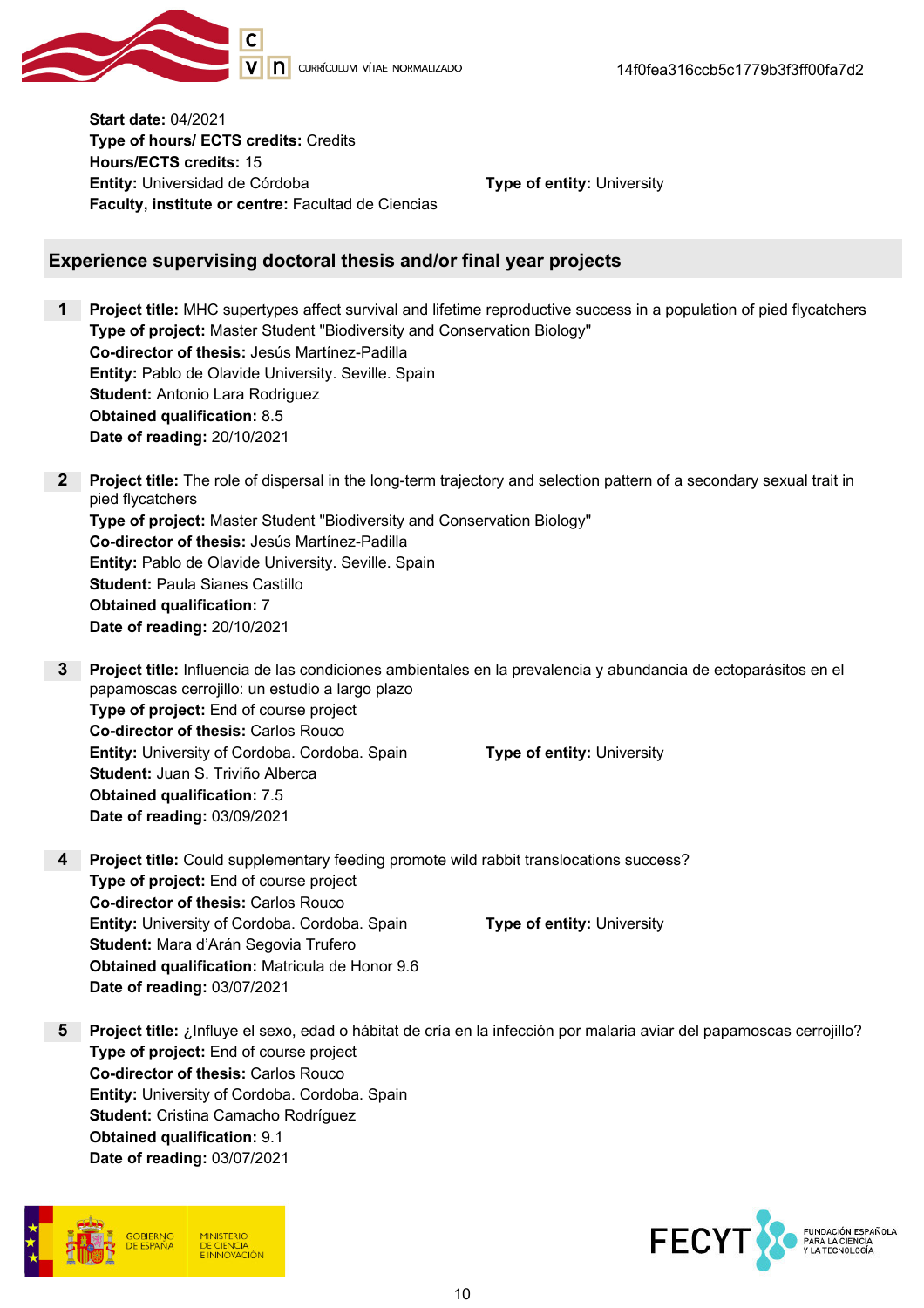**Start date:** 04/2021
**Type of hours/ ECTS credits:** Credits
**Hours/ECTS credits:** 15
**Entity:** Universidad de Córdoba **Type of entity:** University
**Faculty, institute or centre:** Facultad de Ciencias

## Experience supervising doctoral thesis and/or final year projects

1. **Project title:** MHC supertypes affect survival and lifetime reproductive success in a population of pied flycatchers
   **Type of project:** Master Student "Biodiversity and Conservation Biology"
   **Co-director of thesis:** Jesús Martínez-Padilla
   **Entity:** Pablo de Olavide University. Seville. Spain
   **Student:** Antonio Lara Rodriguez
   **Obtained qualification:** 8.5
   **Date of reading:** 20/10/2021

2. **Project title:** The role of dispersal in the long-term trajectory and selection pattern of a secondary sexual trait in pied flycatchers
   **Type of project:** Master Student "Biodiversity and Conservation Biology"
   **Co-director of thesis:** Jesús Martínez-Padilla
   **Entity:** Pablo de Olavide University. Seville. Spain
   **Student:** Paula Sianes Castillo
   **Obtained qualification:** 7
   **Date of reading:** 20/10/2021

3. **Project title:** Influencia de las condiciones ambientales en la prevalencia y abundancia de ectoparásitos en el papamoscas cerrojillo: un estudio a largo plazo
   **Type of project:** End of course project
   **Co-director of thesis:** Carlos Rouco
   **Entity:** University of Cordoba. Cordoba. Spain **Type of entity:** University
   **Student:** Juan S. Triviño Alberca
   **Obtained qualification:** 7.5
   **Date of reading:** 03/09/2021

4. **Project title:** Could supplementary feeding promote wild rabbit translocations success?
   **Type of project:** End of course project
   **Co-director of thesis:** Carlos Rouco
   **Entity:** University of Cordoba. Cordoba. Spain **Type of entity:** University
   **Student:** Mara d'Arán Segovia Trufero
   **Obtained qualification:** Matricula de Honor 9.6
   **Date of reading:** 03/07/2021

5. **Project title:** ¿Influye el sexo, edad o hábitat de cría en la infección por malaria aviar del papamoscas cerrojillo?
   **Type of project:** End of course project
   **Co-director of thesis:** Carlos Rouco
   **Entity:** University of Cordoba. Cordoba. Spain
   **Student:** Cristina Camacho Rodríguez
   **Obtained qualification:** 9.1
   **Date of reading:** 03/07/2021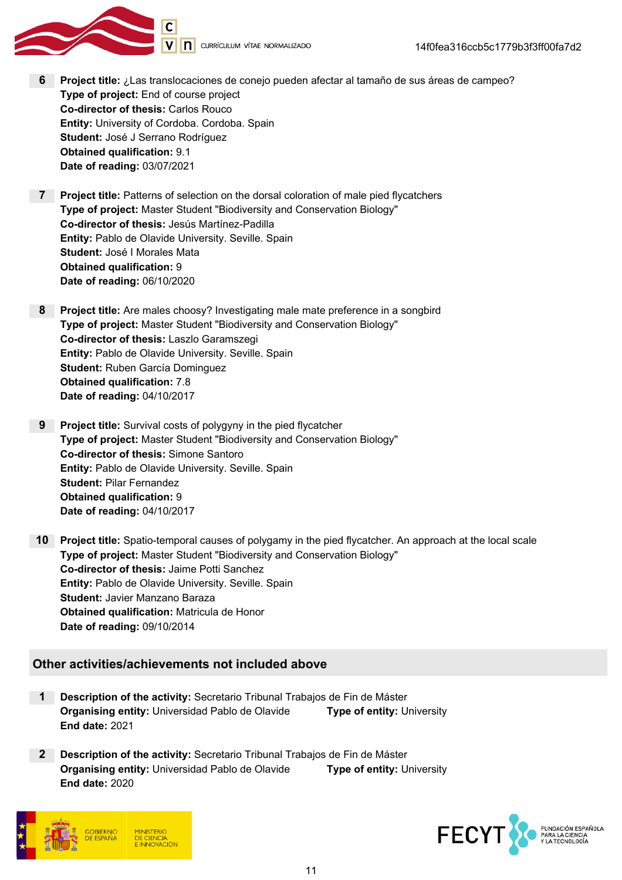6 **Project title:** ¿Las translocaciones de conejo pueden afectar al tamaño de sus áreas de campeo?
**Type of project:** End of course project
**Co-director of thesis:** Carlos Rouco
**Entity:** University of Cordoba. Cordoba. Spain
**Student:** José J Serrano Rodríguez
**Obtained qualification:** 9.1
**Date of reading:** 03/07/2021

7 **Project title:** Patterns of selection on the dorsal coloration of male pied flycatchers
**Type of project:** Master Student "Biodiversity and Conservation Biology"
**Co-director of thesis:** Jesús Martínez-Padilla
**Entity:** Pablo de Olavide University. Seville. Spain
**Student:** José I Morales Mata
**Obtained qualification:** 9
**Date of reading:** 06/10/2020

8 **Project title:** Are males choosy? Investigating male mate preference in a songbird
**Type of project:** Master Student "Biodiversity and Conservation Biology"
**Co-director of thesis:** Laszlo Garamszegi
**Entity:** Pablo de Olavide University. Seville. Spain
**Student:** Ruben García Dominguez
**Obtained qualification:** 7.8
**Date of reading:** 04/10/2017

9 **Project title:** Survival costs of polygyny in the pied flycatcher
**Type of project:** Master Student "Biodiversity and Conservation Biology"
**Co-director of thesis:** Simone Santoro
**Entity:** Pablo de Olavide University. Seville. Spain
**Student:** Pilar Fernandez
**Obtained qualification:** 9
**Date of reading:** 04/10/2017

10 **Project title:** Spatio-temporal causes of polygamy in the pied flycatcher. An approach at the local scale
**Type of project:** Master Student "Biodiversity and Conservation Biology"
**Co-director of thesis:** Jaime Potti Sanchez
**Entity:** Pablo de Olavide University. Seville. Spain
**Student:** Javier Manzano Baraza
**Obtained qualification:** Matricula de Honor
**Date of reading:** 09/10/2014

## Other activities/achievements not included above

1 **Description of the activity:** Secretario Tribunal Trabajos de Fin de Máster
**Organising entity:** Universidad Pablo de Olavide **Type of entity:** University
**End date:** 2021

2 **Description of the activity:** Secretario Tribunal Trabajos de Fin de Máster
**Organising entity:** Universidad Pablo de Olavide **Type of entity:** University
**End date:** 2020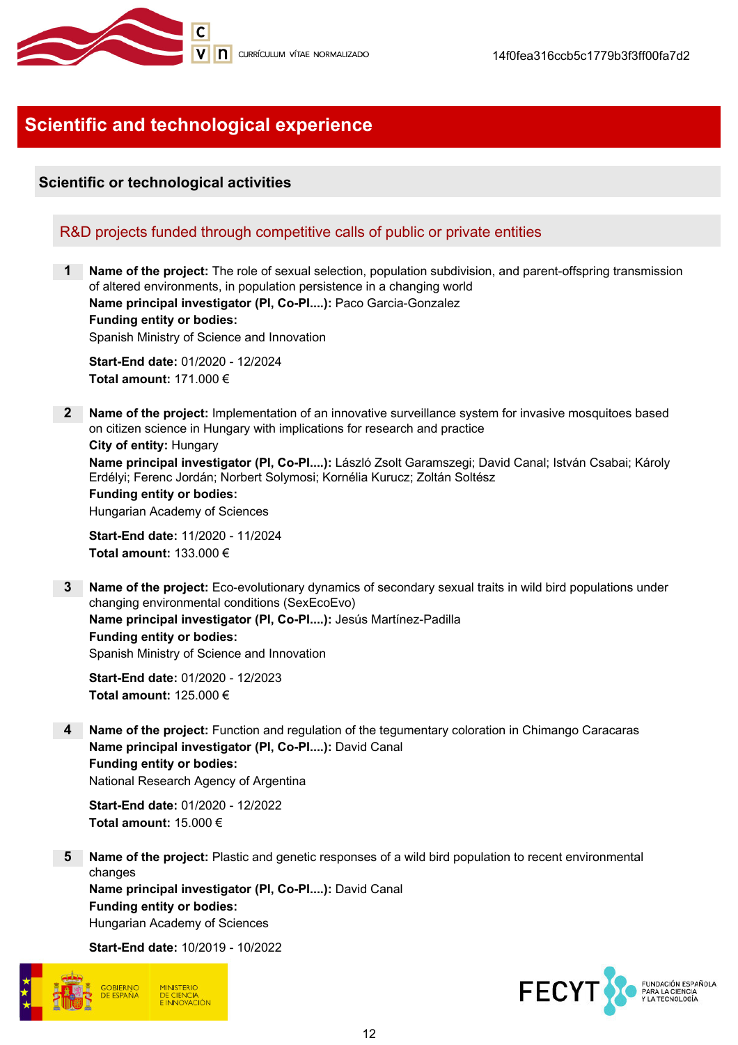# Scientific and technological experience

## Scientific or technological activities

### R&D projects funded through competitive calls of public or private entities

**1** **Name of the project:** The role of sexual selection, population subdivision, and parent-offspring transmission of altered environments, in population persistence in a changing world
**Name principal investigator (PI, Co-PI....):** Paco Garcia-Gonzalez
**Funding entity or bodies:**
Spanish Ministry of Science and Innovation

**Start-End date:** 01/2020 - 12/2024
**Total amount:** 171.000 €

**2** **Name of the project:** Implementation of an innovative surveillance system for invasive mosquitoes based on citizen science in Hungary with implications for research and practice
**City of entity:** Hungary
**Name principal investigator (PI, Co-PI....):** László Zsolt Garamszegi; David Canal; István Csabai; Károly Erdélyi; Ferenc Jordán; Norbert Solymosi; Kornélia Kurucz; Zoltán Soltész
**Funding entity or bodies:**
Hungarian Academy of Sciences

**Start-End date:** 11/2020 - 11/2024
**Total amount:** 133.000 €

**3** **Name of the project:** Eco-evolutionary dynamics of secondary sexual traits in wild bird populations under changing environmental conditions (SexEcoEvo)
**Name principal investigator (PI, Co-PI....):** Jesús Martínez-Padilla
**Funding entity or bodies:**
Spanish Ministry of Science and Innovation

**Start-End date:** 01/2020 - 12/2023
**Total amount:** 125.000 €

**4** **Name of the project:** Function and regulation of the tegumentary coloration in Chimango Caracaras
**Name principal investigator (PI, Co-PI....):** David Canal
**Funding entity or bodies:**
National Research Agency of Argentina

**Start-End date:** 01/2020 - 12/2022
**Total amount:** 15.000 €

**5** **Name of the project:** Plastic and genetic responses of a wild bird population to recent environmental changes
**Name principal investigator (PI, Co-PI....):** David Canal
**Funding entity or bodies:**
Hungarian Academy of Sciences

**Start-End date:** 10/2019 - 10/2022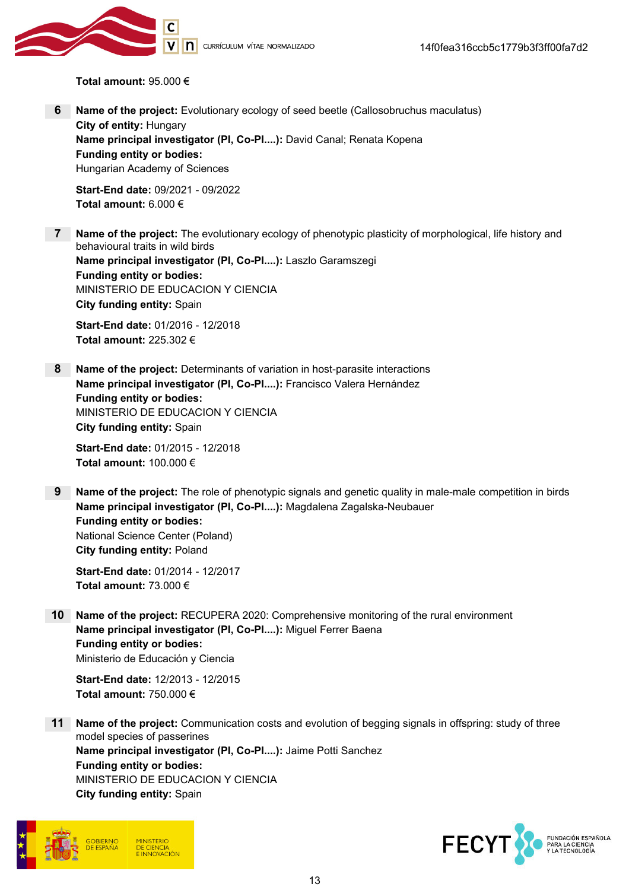**Total amount:** 95.000 €

**6** **Name of the project:** Evolutionary ecology of seed beetle (Callosobruchus maculatus)
**City of entity:** Hungary
**Name principal investigator (PI, Co-PI....):** David Canal; Renata Kopena
**Funding entity or bodies:**
Hungarian Academy of Sciences

**Start-End date:** 09/2021 - 09/2022
**Total amount:** 6.000 €

**7** **Name of the project:** The evolutionary ecology of phenotypic plasticity of morphological, life history and behavioural traits in wild birds
**Name principal investigator (PI, Co-PI....):** Laszlo Garamszegi
**Funding entity or bodies:**
MINISTERIO DE EDUCACION Y CIENCIA
**City funding entity:** Spain

**Start-End date:** 01/2016 - 12/2018
**Total amount:** 225.302 €

**8** **Name of the project:** Determinants of variation in host-parasite interactions
**Name principal investigator (PI, Co-PI....):** Francisco Valera Hernández
**Funding entity or bodies:**
MINISTERIO DE EDUCACION Y CIENCIA
**City funding entity:** Spain

**Start-End date:** 01/2015 - 12/2018
**Total amount:** 100.000 €

**9** **Name of the project:** The role of phenotypic signals and genetic quality in male-male competition in birds
**Name principal investigator (PI, Co-PI....):** Magdalena Zagalska-Neubauer
**Funding entity or bodies:**
National Science Center (Poland)
**City funding entity:** Poland

**Start-End date:** 01/2014 - 12/2017
**Total amount:** 73.000 €

**10** **Name of the project:** RECUPERA 2020: Comprehensive monitoring of the rural environment
**Name principal investigator (PI, Co-PI....):** Miguel Ferrer Baena
**Funding entity or bodies:**
Ministerio de Educación y Ciencia

**Start-End date:** 12/2013 - 12/2015
**Total amount:** 750.000 €

**11** **Name of the project:** Communication costs and evolution of begging signals in offspring: study of three model species of passerines
**Name principal investigator (PI, Co-PI....):** Jaime Potti Sanchez
**Funding entity or bodies:**
MINISTERIO DE EDUCACION Y CIENCIA
**City funding entity:** Spain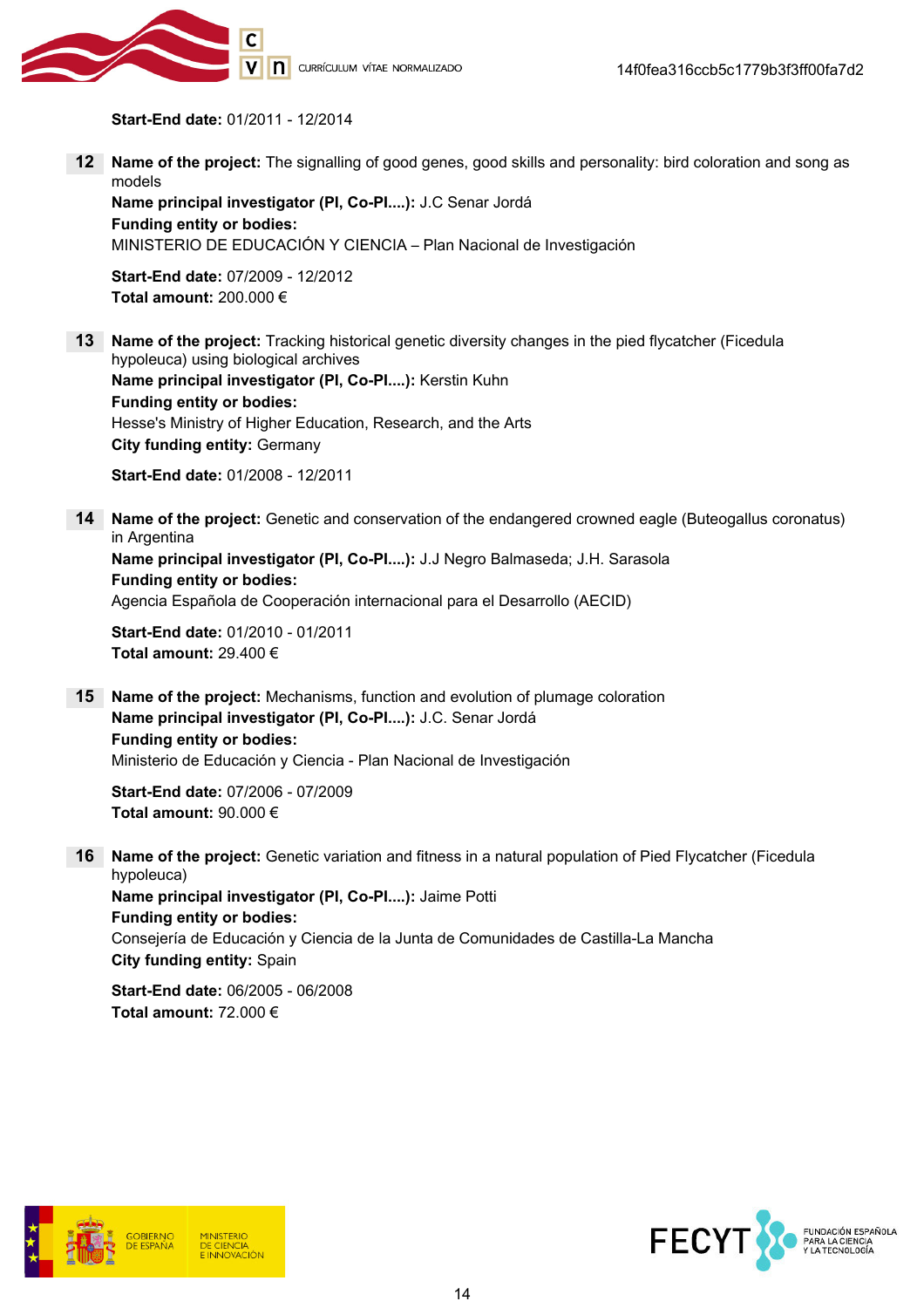**Start-End date:** 01/2011 - 12/2014

**12** **Name of the project:** The signalling of good genes, good skills and personality: bird coloration and song as models
**Name principal investigator (PI, Co-PI....):** J.C Senar Jordá
**Funding entity or bodies:**
MINISTERIO DE EDUCACIÓN Y CIENCIA – Plan Nacional de Investigación

**Start-End date:** 07/2009 - 12/2012
**Total amount:** 200.000 €

**13** **Name of the project:** Tracking historical genetic diversity changes in the pied flycatcher (Ficedula hypoleuca) using biological archives
**Name principal investigator (PI, Co-PI....):** Kerstin Kuhn
**Funding entity or bodies:**
Hesse's Ministry of Higher Education, Research, and the Arts
**City funding entity:** Germany

**Start-End date:** 01/2008 - 12/2011

**14** **Name of the project:** Genetic and conservation of the endangered crowned eagle (Buteogallus coronatus) in Argentina
**Name principal investigator (PI, Co-PI....):** J.J Negro Balmaseda; J.H. Sarasola
**Funding entity or bodies:**
Agencia Española de Cooperación internacional para el Desarrollo (AECID)

**Start-End date:** 01/2010 - 01/2011
**Total amount:** 29.400 €

**15** **Name of the project:** Mechanisms, function and evolution of plumage coloration
**Name principal investigator (PI, Co-PI....):** J.C. Senar Jordá
**Funding entity or bodies:**
Ministerio de Educación y Ciencia - Plan Nacional de Investigación

**Start-End date:** 07/2006 - 07/2009
**Total amount:** 90.000 €

**16** **Name of the project:** Genetic variation and fitness in a natural population of Pied Flycatcher (Ficedula hypoleuca)
**Name principal investigator (PI, Co-PI....):** Jaime Potti
**Funding entity or bodies:**
Consejería de Educación y Ciencia de la Junta de Comunidades de Castilla-La Mancha
**City funding entity:** Spain

**Start-End date:** 06/2005 - 06/2008
**Total amount:** 72.000 €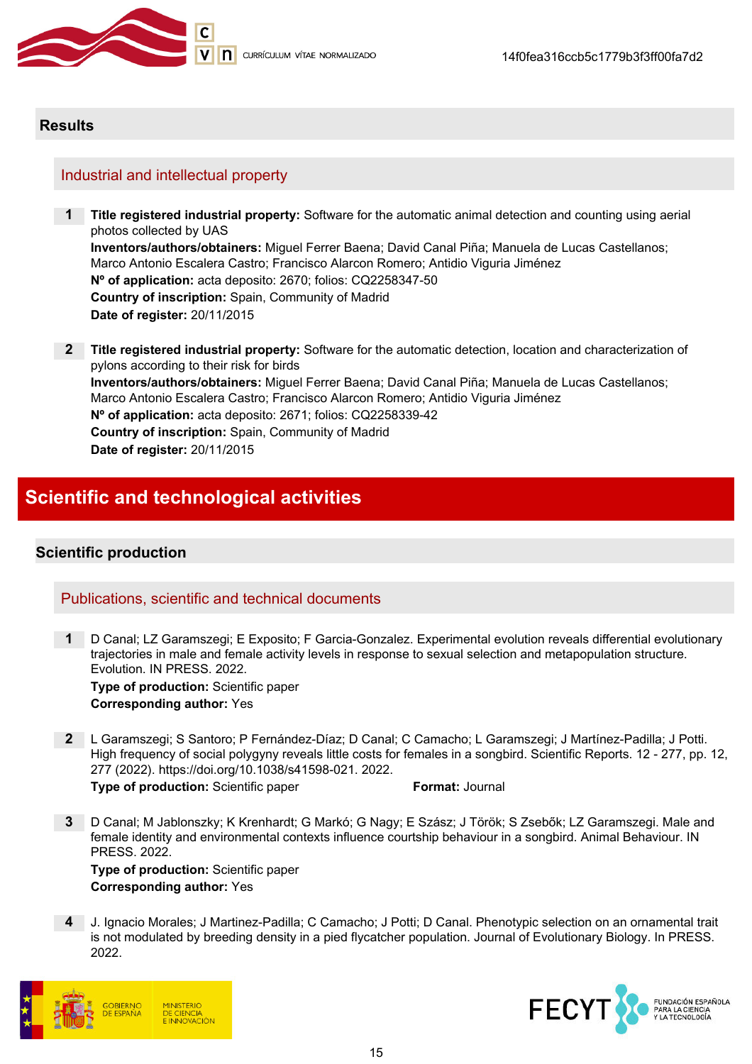## Results

### Industrial and intellectual property

**1** **Title registered industrial property:** Software for the automatic animal detection and counting using aerial photos collected by UAS
**Inventors/authors/obtainers:** Miguel Ferrer Baena; David Canal Piña; Manuela de Lucas Castellanos; Marco Antonio Escalera Castro; Francisco Alarcon Romero; Antidio Viguria Jiménez
**Nº of application:** acta deposito: 2670; folios: CQ2258347-50
**Country of inscription:** Spain, Community of Madrid
**Date of register:** 20/11/2015

**2** **Title registered industrial property:** Software for the automatic detection, location and characterization of pylons according to their risk for birds
**Inventors/authors/obtainers:** Miguel Ferrer Baena; David Canal Piña; Manuela de Lucas Castellanos; Marco Antonio Escalera Castro; Francisco Alarcon Romero; Antidio Viguria Jiménez
**Nº of application:** acta deposito: 2671; folios: CQ2258339-42
**Country of inscription:** Spain, Community of Madrid
**Date of register:** 20/11/2015

# Scientific and technological activities

## Scientific production

### Publications, scientific and technical documents

**1** D Canal; LZ Garamszegi; E Exposito; F Garcia-Gonzalez. Experimental evolution reveals differential evolutionary trajectories in male and female activity levels in response to sexual selection and metapopulation structure. Evolution. IN PRESS. 2022.
**Type of production:** Scientific paper
**Corresponding author:** Yes

**2** L Garamszegi; S Santoro; P Fernández-Díaz; D Canal; C Camacho; L Garamszegi; J Martínez-Padilla; J Potti. High frequency of social polygyny reveals little costs for females in a songbird. Scientific Reports. 12 - 277, pp. 12, 277 (2022). https://doi.org/10.1038/s41598-021. 2022.
**Type of production:** Scientific paper **Format:** Journal

**3** D Canal; M Jablonszky; K Krenhardt; G Markó; G Nagy; E Szász; J Török; S Zsebők; LZ Garamszegi. Male and female identity and environmental contexts influence courtship behaviour in a songbird. Animal Behaviour. IN PRESS. 2022.
**Type of production:** Scientific paper
**Corresponding author:** Yes

**4** J. Ignacio Morales; J Martinez-Padilla; C Camacho; J Potti; D Canal. Phenotypic selection on an ornamental trait is not modulated by breeding density in a pied flycatcher population. Journal of Evolutionary Biology. In PRESS. 2022.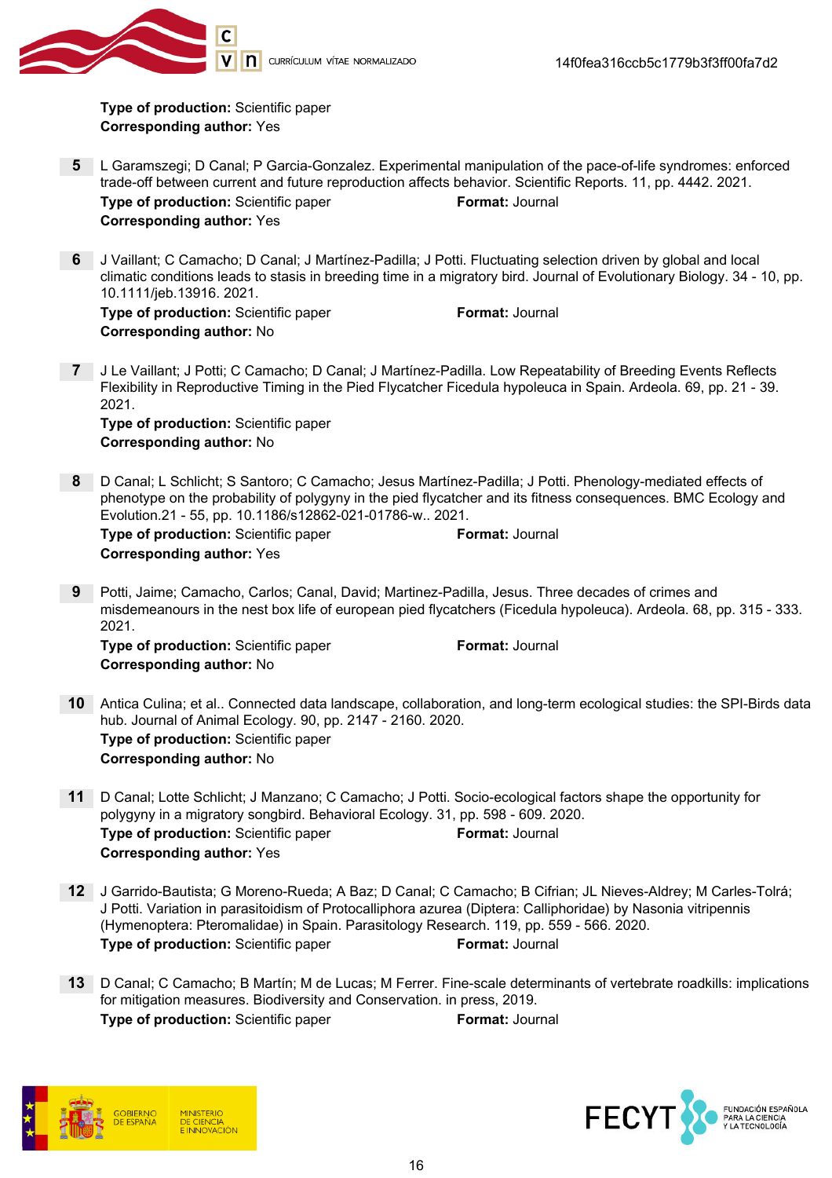**Type of production:** Scientific paper
**Corresponding author:** Yes

5 L Garamszegi; D Canal; P Garcia-Gonzalez. Experimental manipulation of the pace-of-life syndromes: enforced trade-off between current and future reproduction affects behavior. Scientific Reports. 11, pp. 4442. 2021.
**Type of production:** Scientific paper **Format:** Journal
**Corresponding author:** Yes

6 J Vaillant; C Camacho; D Canal; J Martínez-Padilla; J Potti. Fluctuating selection driven by global and local climatic conditions leads to stasis in breeding time in a migratory bird. Journal of Evolutionary Biology. 34 - 10, pp. 10.1111/jeb.13916. 2021.
**Type of production:** Scientific paper **Format:** Journal
**Corresponding author:** No

7 J Le Vaillant; J Potti; C Camacho; D Canal; J Martínez-Padilla. Low Repeatability of Breeding Events Reflects Flexibility in Reproductive Timing in the Pied Flycatcher Ficedula hypoleuca in Spain. Ardeola. 69, pp. 21 - 39. 2021.
**Type of production:** Scientific paper
**Corresponding author:** No

8 D Canal; L Schlicht; S Santoro; C Camacho; Jesus Martínez-Padilla; J Potti. Phenology-mediated effects of phenotype on the probability of polygyny in the pied flycatcher and its fitness consequences. BMC Ecology and Evolution.21 - 55, pp. 10.1186/s12862-021-01786-w.. 2021.
**Type of production:** Scientific paper **Format:** Journal
**Corresponding author:** Yes

9 Potti, Jaime; Camacho, Carlos; Canal, David; Martinez-Padilla, Jesus. Three decades of crimes and misdemeanours in the nest box life of european pied flycatchers (Ficedula hypoleuca). Ardeola. 68, pp. 315 - 333. 2021.
**Type of production:** Scientific paper **Format:** Journal
**Corresponding author:** No

10 Antica Culina; et al.. Connected data landscape, collaboration, and long-term ecological studies: the SPI-Birds data hub. Journal of Animal Ecology. 90, pp. 2147 - 2160. 2020.
**Type of production:** Scientific paper
**Corresponding author:** No

11 D Canal; Lotte Schlicht; J Manzano; C Camacho; J Potti. Socio-ecological factors shape the opportunity for polygyny in a migratory songbird. Behavioral Ecology. 31, pp. 598 - 609. 2020.
**Type of production:** Scientific paper **Format:** Journal
**Corresponding author:** Yes

12 J Garrido-Bautista; G Moreno-Rueda; A Baz; D Canal; C Camacho; B Cifrian; JL Nieves-Aldrey; M Carles-Tolrá; J Potti. Variation in parasitoidism of Protocalliphora azurea (Diptera: Calliphoridae) by Nasonia vitripennis (Hymenoptera: Pteromalidae) in Spain. Parasitology Research. 119, pp. 559 - 566. 2020.
**Type of production:** Scientific paper **Format:** Journal

13 D Canal; C Camacho; B Martín; M de Lucas; M Ferrer. Fine-scale determinants of vertebrate roadkills: implications for mitigation measures. Biodiversity and Conservation. in press, 2019.
**Type of production:** Scientific paper **Format:** Journal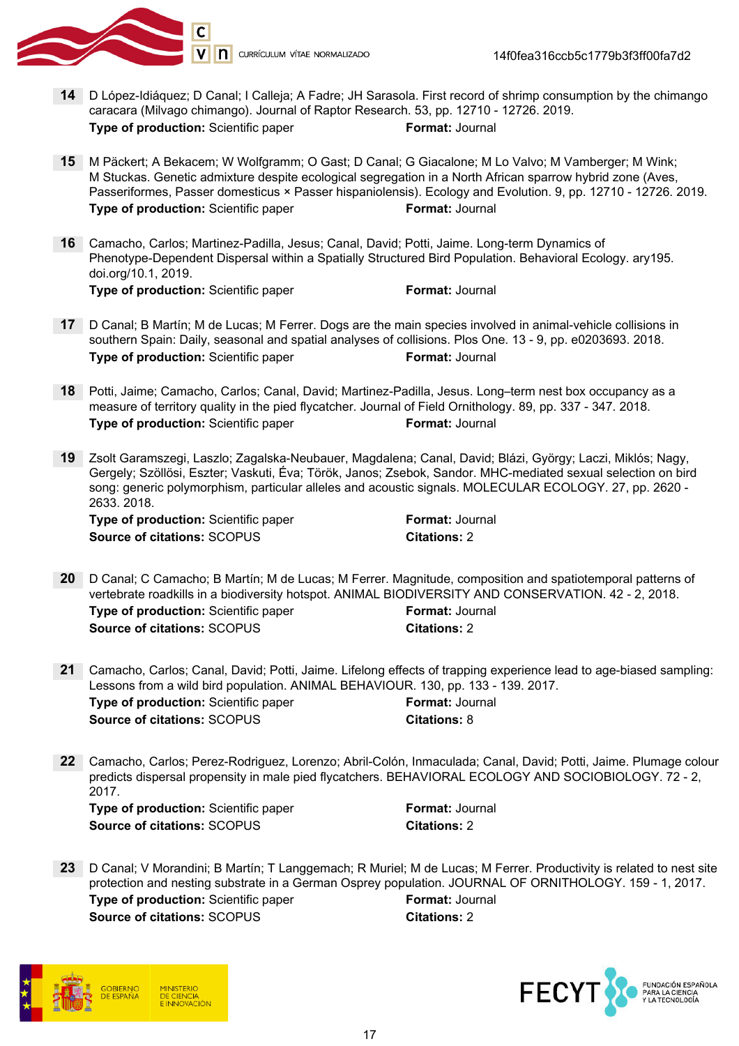**14** D López-Idiáquez; D Canal; I Calleja; A Fadre; JH Sarasola. First record of shrimp consumption by the chimango caracara (Milvago chimango). Journal of Raptor Research. 53, pp. 12710 - 12726. 2019.
**Type of production:** Scientific paper **Format:** Journal

**15** M Päckert; A Bekacem; W Wolfgramm; O Gast; D Canal; G Giacalone; M Lo Valvo; M Vamberger; M Wink; M Stuckas. Genetic admixture despite ecological segregation in a North African sparrow hybrid zone (Aves, Passeriformes, Passer domesticus × Passer hispaniolensis). Ecology and Evolution. 9, pp. 12710 - 12726. 2019.
**Type of production:** Scientific paper **Format:** Journal

**16** Camacho, Carlos; Martinez-Padilla, Jesus; Canal, David; Potti, Jaime. Long-term Dynamics of Phenotype-Dependent Dispersal within a Spatially Structured Bird Population. Behavioral Ecology. ary195. doi.org/10.1, 2019.
**Type of production:** Scientific paper **Format:** Journal

**17** D Canal; B Martín; M de Lucas; M Ferrer. Dogs are the main species involved in animal-vehicle collisions in southern Spain: Daily, seasonal and spatial analyses of collisions. Plos One. 13 - 9, pp. e0203693. 2018.
**Type of production:** Scientific paper **Format:** Journal

**18** Potti, Jaime; Camacho, Carlos; Canal, David; Martinez-Padilla, Jesus. Long–term nest box occupancy as a measure of territory quality in the pied flycatcher. Journal of Field Ornithology. 89, pp. 337 - 347. 2018.
**Type of production:** Scientific paper **Format:** Journal

**19** Zsolt Garamszegi, Laszlo; Zagalska-Neubauer, Magdalena; Canal, David; Blázi, György; Laczi, Miklós; Nagy, Gergely; Szöllösi, Eszter; Vaskuti, Éva; Török, Janos; Zsebok, Sandor. MHC-mediated sexual selection on bird song: generic polymorphism, particular alleles and acoustic signals. MOLECULAR ECOLOGY. 27, pp. 2620 - 2633. 2018.
**Type of production:** Scientific paper **Format:** Journal
**Source of citations:** SCOPUS **Citations:** 2

**20** D Canal; C Camacho; B Martín; M de Lucas; M Ferrer. Magnitude, composition and spatiotemporal patterns of vertebrate roadkills in a biodiversity hotspot. ANIMAL BIODIVERSITY AND CONSERVATION. 42 - 2, 2018.
**Type of production:** Scientific paper **Format:** Journal
**Source of citations:** SCOPUS **Citations:** 2

**21** Camacho, Carlos; Canal, David; Potti, Jaime. Lifelong effects of trapping experience lead to age-biased sampling: Lessons from a wild bird population. ANIMAL BEHAVIOUR. 130, pp. 133 - 139. 2017.
**Type of production:** Scientific paper **Format:** Journal
**Source of citations:** SCOPUS **Citations:** 8

**22** Camacho, Carlos; Perez-Rodriguez, Lorenzo; Abril-Colón, Inmaculada; Canal, David; Potti, Jaime. Plumage colour predicts dispersal propensity in male pied flycatchers. BEHAVIORAL ECOLOGY AND SOCIOBIOLOGY. 72 - 2, 2017.
**Type of production:** Scientific paper **Format:** Journal
**Source of citations:** SCOPUS **Citations:** 2

**23** D Canal; V Morandini; B Martín; T Langgemach; R Muriel; M de Lucas; M Ferrer. Productivity is related to nest site protection and nesting substrate in a German Osprey population. JOURNAL OF ORNITHOLOGY. 159 - 1, 2017.
**Type of production:** Scientific paper **Format:** Journal
**Source of citations:** SCOPUS **Citations:** 2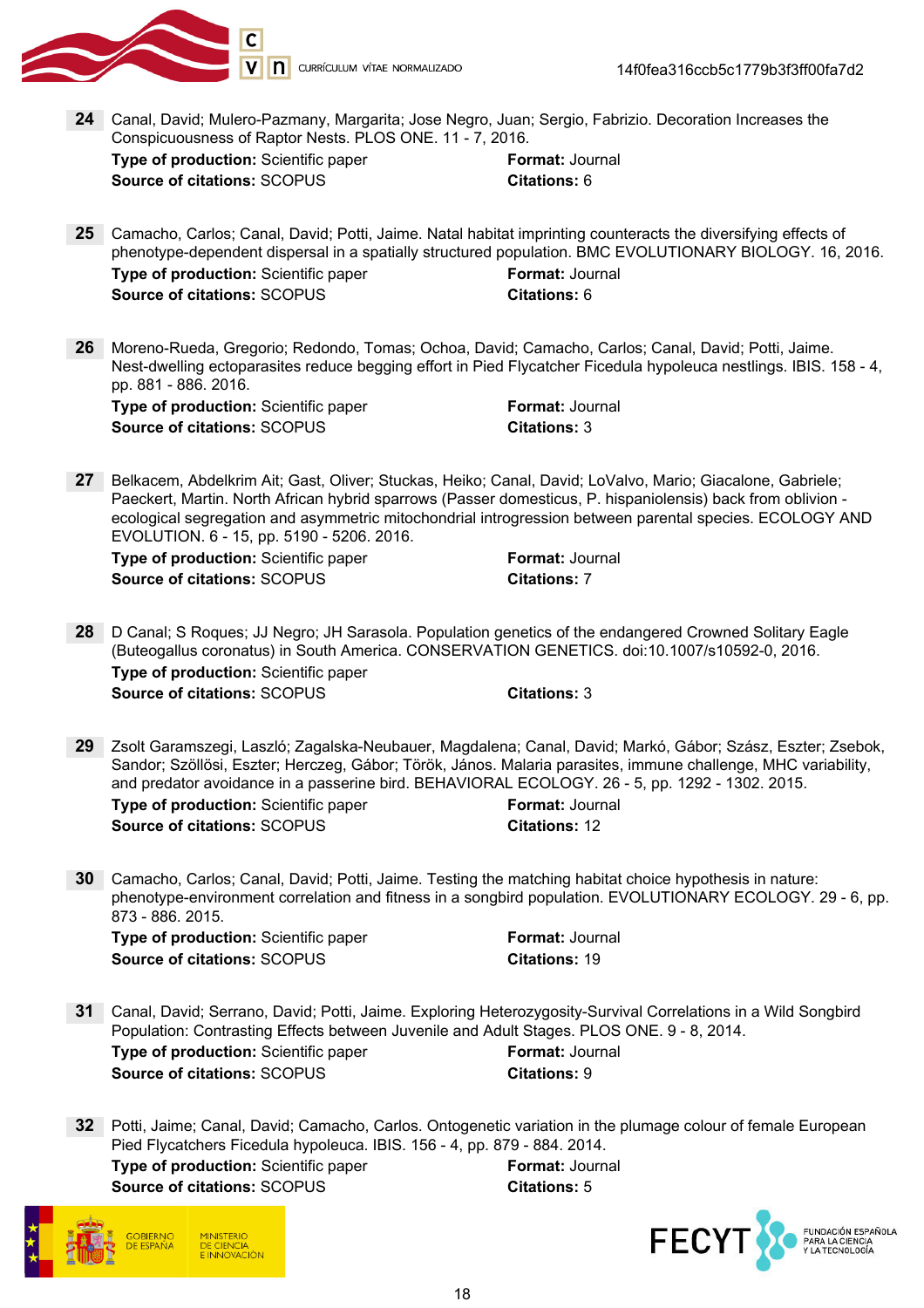24 Canal, David; Mulero-Pazmany, Margarita; Jose Negro, Juan; Sergio, Fabrizio. Decoration Increases the Conspicuousness of Raptor Nests. PLOS ONE. 11 - 7, 2016.
**Type of production:** Scientific paper **Format:** Journal
**Source of citations:** SCOPUS **Citations:** 6

25 Camacho, Carlos; Canal, David; Potti, Jaime. Natal habitat imprinting counteracts the diversifying effects of phenotype-dependent dispersal in a spatially structured population. BMC EVOLUTIONARY BIOLOGY. 16, 2016.
**Type of production:** Scientific paper **Format:** Journal
**Source of citations:** SCOPUS **Citations:** 6

26 Moreno-Rueda, Gregorio; Redondo, Tomas; Ochoa, David; Camacho, Carlos; Canal, David; Potti, Jaime. Nest-dwelling ectoparasites reduce begging effort in Pied Flycatcher Ficedula hypoleuca nestlings. IBIS. 158 - 4, pp. 881 - 886. 2016.
**Type of production:** Scientific paper **Format:** Journal
**Source of citations:** SCOPUS **Citations:** 3

27 Belkacem, Abdelkrim Ait; Gast, Oliver; Stuckas, Heiko; Canal, David; LoValvo, Mario; Giacalone, Gabriele; Paeckert, Martin. North African hybrid sparrows (Passer domesticus, P. hispaniolensis) back from oblivion - ecological segregation and asymmetric mitochondrial introgression between parental species. ECOLOGY AND EVOLUTION. 6 - 15, pp. 5190 - 5206. 2016.
**Type of production:** Scientific paper **Format:** Journal
**Source of citations:** SCOPUS **Citations:** 7

28 D Canal; S Roques; JJ Negro; JH Sarasola. Population genetics of the endangered Crowned Solitary Eagle (Buteogallus coronatus) in South America. CONSERVATION GENETICS. doi:10.1007/s10592-0, 2016.
**Type of production:** Scientific paper
**Source of citations:** SCOPUS **Citations:** 3

29 Zsolt Garamszegi, László; Zagalska-Neubauer, Magdalena; Canal, David; Markó, Gábor; Szász, Eszter; Zsebok, Sandor; Szöllösi, Eszter; Herczeg, Gábor; Török, János. Malaria parasites, immune challenge, MHC variability, and predator avoidance in a passerine bird. BEHAVIORAL ECOLOGY. 26 - 5, pp. 1292 - 1302. 2015.
**Type of production:** Scientific paper **Format:** Journal
**Source of citations:** SCOPUS **Citations:** 12

30 Camacho, Carlos; Canal, David; Potti, Jaime. Testing the matching habitat choice hypothesis in nature: phenotype-environment correlation and fitness in a songbird population. EVOLUTIONARY ECOLOGY. 29 - 6, pp. 873 - 886. 2015.
**Type of production:** Scientific paper **Format:** Journal
**Source of citations:** SCOPUS **Citations:** 19

31 Canal, David; Serrano, David; Potti, Jaime. Exploring Heterozygosity-Survival Correlations in a Wild Songbird Population: Contrasting Effects between Juvenile and Adult Stages. PLOS ONE. 9 - 8, 2014.
**Type of production:** Scientific paper **Format:** Journal
**Source of citations:** SCOPUS **Citations:** 9

32 Potti, Jaime; Canal, David; Camacho, Carlos. Ontogenetic variation in the plumage colour of female European Pied Flycatchers Ficedula hypoleuca. IBIS. 156 - 4, pp. 879 - 884. 2014.
**Type of production:** Scientific paper **Format:** Journal
**Source of citations:** SCOPUS **Citations:** 5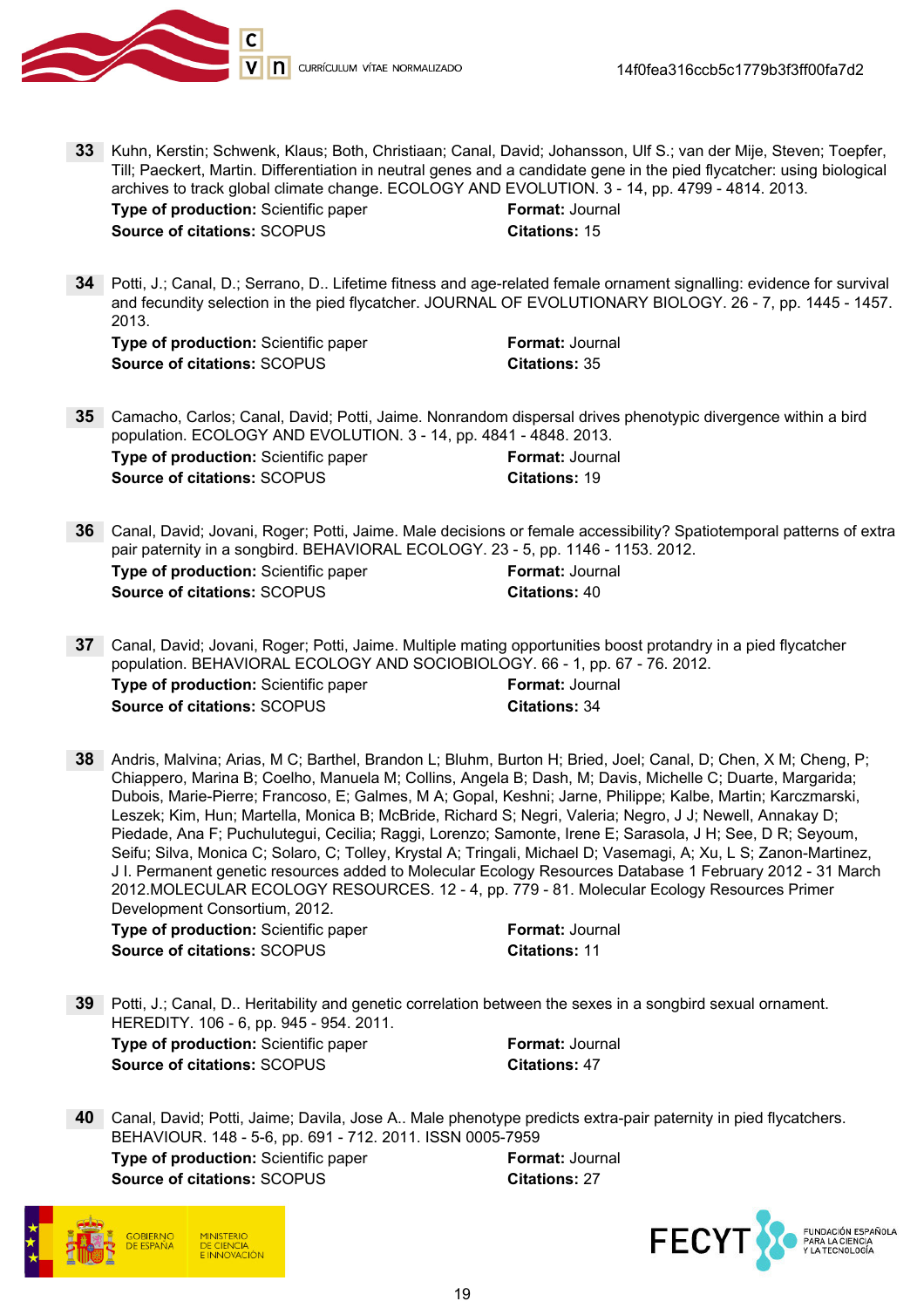**33** Kuhn, Kerstin; Schwenk, Klaus; Both, Christiaan; Canal, David; Johansson, Ulf S.; van der Mije, Steven; Toepfer, Till; Paeckert, Martin. Differentiation in neutral genes and a candidate gene in the pied flycatcher: using biological archives to track global climate change. ECOLOGY AND EVOLUTION. 3 - 14, pp. 4799 - 4814. 2013.
**Type of production:** Scientific paper **Format:** Journal
**Source of citations:** SCOPUS **Citations:** 15

**34** Potti, J.; Canal, D.; Serrano, D.. Lifetime fitness and age-related female ornament signalling: evidence for survival and fecundity selection in the pied flycatcher. JOURNAL OF EVOLUTIONARY BIOLOGY. 26 - 7, pp. 1445 - 1457. 2013.
**Type of production:** Scientific paper **Format:** Journal
**Source of citations:** SCOPUS **Citations:** 35

**35** Camacho, Carlos; Canal, David; Potti, Jaime. Nonrandom dispersal drives phenotypic divergence within a bird population. ECOLOGY AND EVOLUTION. 3 - 14, pp. 4841 - 4848. 2013.
**Type of production:** Scientific paper **Format:** Journal
**Source of citations:** SCOPUS **Citations:** 19

**36** Canal, David; Jovani, Roger; Potti, Jaime. Male decisions or female accessibility? Spatiotemporal patterns of extra pair paternity in a songbird. BEHAVIORAL ECOLOGY. 23 - 5, pp. 1146 - 1153. 2012.
**Type of production:** Scientific paper **Format:** Journal
**Source of citations:** SCOPUS **Citations:** 40

**37** Canal, David; Jovani, Roger; Potti, Jaime. Multiple mating opportunities boost protandry in a pied flycatcher population. BEHAVIORAL ECOLOGY AND SOCIOBIOLOGY. 66 - 1, pp. 67 - 76. 2012.
**Type of production:** Scientific paper **Format:** Journal
**Source of citations:** SCOPUS **Citations:** 34

**38** Andris, Malvina; Arias, M C; Barthel, Brandon L; Bluhm, Burton H; Bried, Joel; Canal, D; Chen, X M; Cheng, P; Chiappero, Marina B; Coelho, Manuela M; Collins, Angela B; Dash, M; Davis, Michelle C; Duarte, Margarida; Dubois, Marie-Pierre; Francoso, E; Galmes, M A; Gopal, Keshni; Jarne, Philippe; Kalbe, Martin; Karczmarski, Leszek; Kim, Hun; Martella, Monica B; McBride, Richard S; Negri, Valeria; Negro, J J; Newell, Annakay D; Piedade, Ana F; Puchulutegui, Cecilia; Raggi, Lorenzo; Samonte, Irene E; Sarasola, J H; See, D R; Seyoum, Seifu; Silva, Monica C; Solaro, C; Tolley, Krystal A; Tringali, Michael D; Vasemagi, A; Xu, L S; Zanon-Martinez, J I. Permanent genetic resources added to Molecular Ecology Resources Database 1 February 2012 - 31 March 2012.MOLECULAR ECOLOGY RESOURCES. 12 - 4, pp. 779 - 81. Molecular Ecology Resources Primer Development Consortium, 2012.
**Type of production:** Scientific paper **Format:** Journal
**Source of citations:** SCOPUS **Citations:** 11

**39** Potti, J.; Canal, D.. Heritability and genetic correlation between the sexes in a songbird sexual ornament. HEREDITY. 106 - 6, pp. 945 - 954. 2011.
**Type of production:** Scientific paper **Format:** Journal
**Source of citations:** SCOPUS **Citations:** 47

**40** Canal, David; Potti, Jaime; Davila, Jose A.. Male phenotype predicts extra-pair paternity in pied flycatchers. BEHAVIOUR. 148 - 5-6, pp. 691 - 712. 2011. ISSN 0005-7959
**Type of production:** Scientific paper **Format:** Journal
**Source of citations:** SCOPUS **Citations:** 27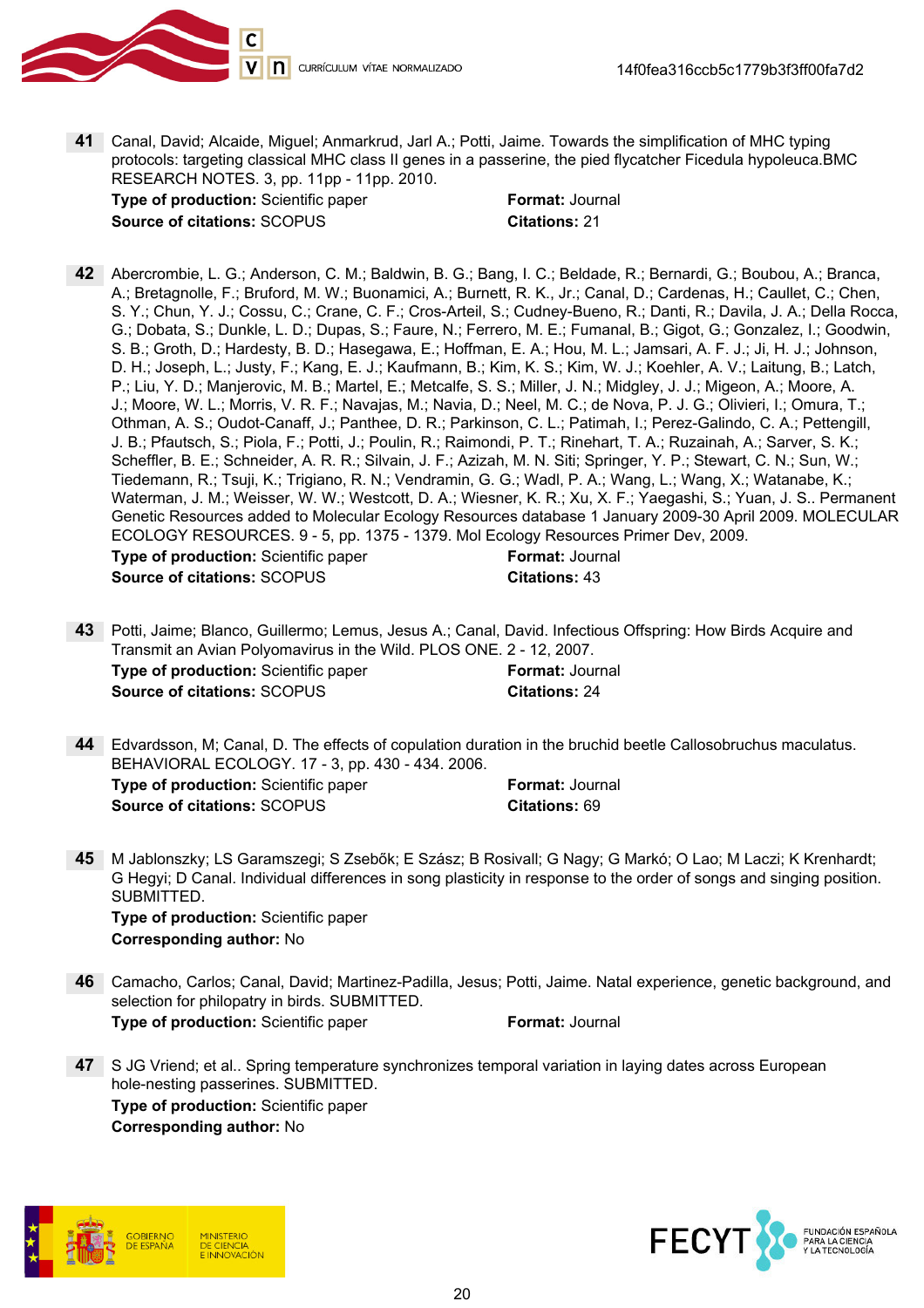**41** Canal, David; Alcaide, Miguel; Anmarkrud, Jarl A.; Potti, Jaime. Towards the simplification of MHC typing protocols: targeting classical MHC class II genes in a passerine, the pied flycatcher Ficedula hypoleuca.BMC RESEARCH NOTES. 3, pp. 11pp - 11pp. 2010.
**Type of production:** Scientific paper **Format:** Journal
**Source of citations:** SCOPUS **Citations:** 21

**42** Abercrombie, L. G.; Anderson, C. M.; Baldwin, B. G.; Bang, I. C.; Beldade, R.; Bernardi, G.; Boubou, A.; Branca, A.; Bretagnolle, F.; Bruford, M. W.; Buonamici, A.; Burnett, R. K., Jr.; Canal, D.; Cardenas, H.; Caullet, C.; Chen, S. Y.; Chun, Y. J.; Cossu, C.; Crane, C. F.; Cros-Arteil, S.; Cudney-Bueno, R.; Danti, R.; Davila, J. A.; Della Rocca, G.; Dobata, S.; Dunkle, L. D.; Dupas, S.; Faure, N.; Ferrero, M. E.; Fumanal, B.; Gigot, G.; Gonzalez, I.; Goodwin, S. B.; Groth, D.; Hardesty, B. D.; Hasegawa, E.; Hoffman, E. A.; Hou, M. L.; Jamsari, A. F. J.; Ji, H. J.; Johnson, D. H.; Joseph, L.; Justy, F.; Kang, E. J.; Kaufmann, B.; Kim, K. S.; Kim, W. J.; Koehler, A. V.; Laitung, B.; Latch, P.; Liu, Y. D.; Manjerovic, M. B.; Martel, E.; Metcalfe, S. S.; Miller, J. N.; Midgley, J. J.; Migeon, A.; Moore, A. J.; Moore, W. L.; Morris, V. R. F.; Navajas, M.; Navia, D.; Neel, M. C.; de Nova, P. J. G.; Olivieri, I.; Omura, T.; Othman, A. S.; Oudot-Canaff, J.; Panthee, D. R.; Parkinson, C. L.; Patimah, I.; Perez-Galindo, C. A.; Pettengill, J. B.; Pfautsch, S.; Piola, F.; Potti, J.; Poulin, R.; Raimondi, P. T.; Rinehart, T. A.; Ruzainah, A.; Sarver, S. K.; Scheffler, B. E.; Schneider, A. R. R.; Silvain, J. F.; Azizah, M. N. Siti; Springer, Y. P.; Stewart, C. N.; Sun, W.; Tiedemann, R.; Tsuji, K.; Trigiano, R. N.; Vendramin, G. G.; Wadl, P. A.; Wang, L.; Wang, X.; Watanabe, K.; Waterman, J. M.; Weisser, W. W.; Westcott, D. A.; Wiesner, K. R.; Xu, X. F.; Yaegashi, S.; Yuan, J. S.. Permanent Genetic Resources added to Molecular Ecology Resources database 1 January 2009-30 April 2009. MOLECULAR ECOLOGY RESOURCES. 9 - 5, pp. 1375 - 1379. Mol Ecology Resources Primer Dev, 2009.
**Type of production:** Scientific paper **Format:** Journal
**Source of citations:** SCOPUS **Citations:** 43

**43** Potti, Jaime; Blanco, Guillermo; Lemus, Jesus A.; Canal, David. Infectious Offspring: How Birds Acquire and Transmit an Avian Polyomavirus in the Wild. PLOS ONE. 2 - 12, 2007.
**Type of production:** Scientific paper **Format:** Journal
**Source of citations:** SCOPUS **Citations:** 24

**44** Edvardsson, M; Canal, D. The effects of copulation duration in the bruchid beetle Callosobruchus maculatus. BEHAVIORAL ECOLOGY. 17 - 3, pp. 430 - 434. 2006.
**Type of production:** Scientific paper **Format:** Journal
**Source of citations:** SCOPUS **Citations:** 69

**45** M Jablonszky; LS Garamszegi; S Zsebők; E Szász; B Rosivall; G Nagy; G Markó; O Lao; M Laczi; K Krenhardt; G Hegyi; D Canal. Individual differences in song plasticity in response to the order of songs and singing position. SUBMITTED.
**Type of production:** Scientific paper
**Corresponding author:** No

**46** Camacho, Carlos; Canal, David; Martinez-Padilla, Jesus; Potti, Jaime. Natal experience, genetic background, and selection for philopatry in birds. SUBMITTED.
**Type of production:** Scientific paper **Format:** Journal

**47** S JG Vriend; et al.. Spring temperature synchronizes temporal variation in laying dates across European hole-nesting passerines. SUBMITTED.
**Type of production:** Scientific paper
**Corresponding author:** No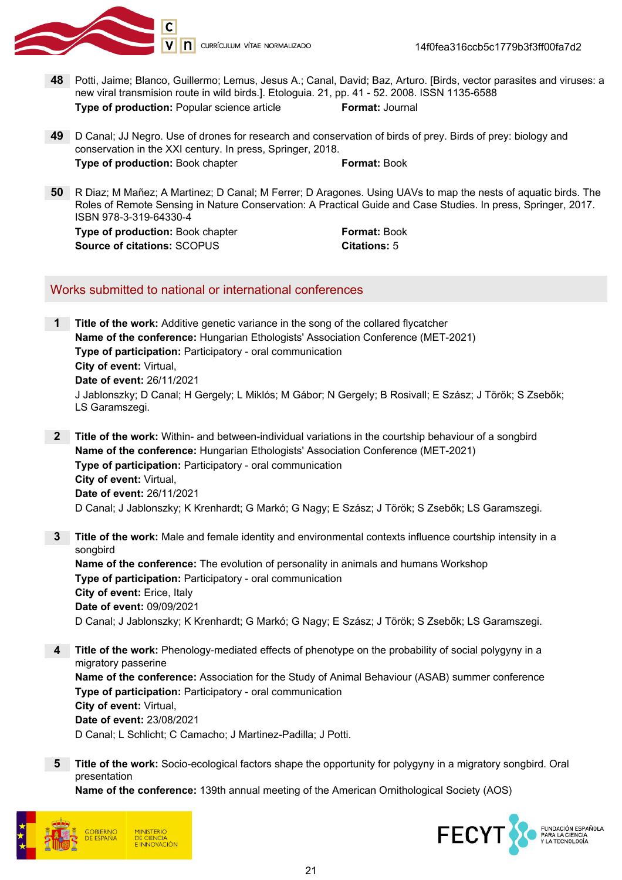**48** Potti, Jaime; Blanco, Guillermo; Lemus, Jesus A.; Canal, David; Baz, Arturo. [Birds, vector parasites and viruses: a new viral transmision route in wild birds.]. Etologuia. 21, pp. 41 - 52. 2008. ISSN 1135-6588
**Type of production:** Popular science article **Format:** Journal

**49** D Canal; JJ Negro. Use of drones for research and conservation of birds of prey. Birds of prey: biology and conservation in the XXI century. In press, Springer, 2018.
**Type of production:** Book chapter **Format:** Book

**50** R Diaz; M Mañez; A Martinez; D Canal; M Ferrer; D Aragones. Using UAVs to map the nests of aquatic birds. The Roles of Remote Sensing in Nature Conservation: A Practical Guide and Case Studies. In press, Springer, 2017. ISBN 978-3-319-64330-4
**Type of production:** Book chapter **Format:** Book
**Source of citations:** SCOPUS **Citations:** 5

## Works submitted to national or international conferences

**1** **Title of the work:** Additive genetic variance in the song of the collared flycatcher
**Name of the conference:** Hungarian Ethologists' Association Conference (MET-2021)
**Type of participation:** Participatory - oral communication
**City of event:** Virtual,
**Date of event:** 26/11/2021
J Jablonszky; D Canal; H Gergely; L Miklós; M Gábor; N Gergely; B Rosivall; E Szász; J Török; S Zsebők; LS Garamszegi.

**2** **Title of the work:** Within- and between-individual variations in the courtship behaviour of a songbird
**Name of the conference:** Hungarian Ethologists' Association Conference (MET-2021)
**Type of participation:** Participatory - oral communication
**City of event:** Virtual,
**Date of event:** 26/11/2021
D Canal; J Jablonszky; K Krenhardt; G Markó; G Nagy; E Szász; J Török; S Zsebők; LS Garamszegi.

**3** **Title of the work:** Male and female identity and environmental contexts influence courtship intensity in a songbird
**Name of the conference:** The evolution of personality in animals and humans Workshop
**Type of participation:** Participatory - oral communication
**City of event:** Erice, Italy
**Date of event:** 09/09/2021
D Canal; J Jablonszky; K Krenhardt; G Markó; G Nagy; E Szász; J Török; S Zsebők; LS Garamszegi.

**4** **Title of the work:** Phenology-mediated effects of phenotype on the probability of social polygyny in a migratory passerine
**Name of the conference:** Association for the Study of Animal Behaviour (ASAB) summer conference
**Type of participation:** Participatory - oral communication
**City of event:** Virtual,
**Date of event:** 23/08/2021
D Canal; L Schlicht; C Camacho; J Martinez-Padilla; J Potti.

**5** **Title of the work:** Socio-ecological factors shape the opportunity for polygyny in a migratory songbird. Oral presentation
**Name of the conference:** 139th annual meeting of the American Ornithological Society (AOS)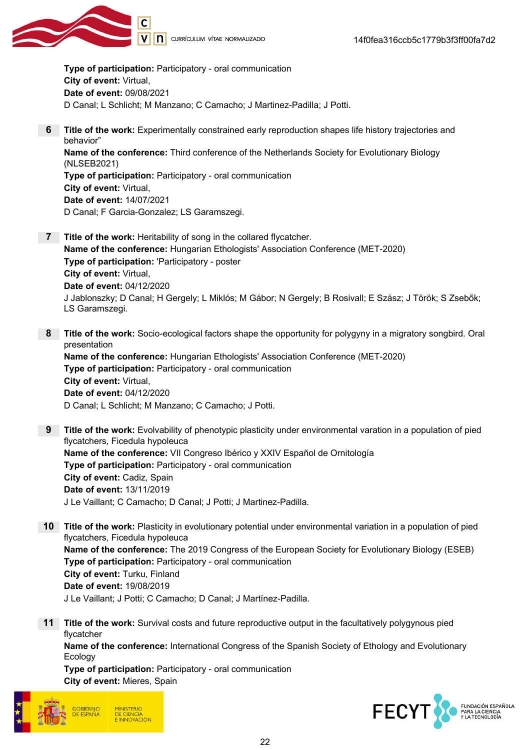**Type of participation:** Participatory - oral communication
**City of event:** Virtual,
**Date of event:** 09/08/2021
D Canal; L Schlicht; M Manzano; C Camacho; J Martinez-Padilla; J Potti.

6 **Title of the work:** Experimentally constrained early reproduction shapes life history trajectories and behavior"
**Name of the conference:** Third conference of the Netherlands Society for Evolutionary Biology (NLSEB2021)
**Type of participation:** Participatory - oral communication
**City of event:** Virtual,
**Date of event:** 14/07/2021
D Canal; F Garcia-Gonzalez; LS Garamszegi.

7 **Title of the work:** Heritability of song in the collared flycatcher.
**Name of the conference:** Hungarian Ethologists' Association Conference (MET-2020)
**Type of participation:** 'Participatory - poster
**City of event:** Virtual,
**Date of event:** 04/12/2020
J Jablonszky; D Canal; H Gergely; L Miklós; M Gábor; N Gergely; B Rosivall; E Szász; J Török; S Zsebők; LS Garamszegi.

8 **Title of the work:** Socio-ecological factors shape the opportunity for polygyny in a migratory songbird. Oral presentation
**Name of the conference:** Hungarian Ethologists' Association Conference (MET-2020)
**Type of participation:** Participatory - oral communication
**City of event:** Virtual,
**Date of event:** 04/12/2020
D Canal; L Schlicht; M Manzano; C Camacho; J Potti.

9 **Title of the work:** Evolvability of phenotypic plasticity under environmental varation in a population of pied flycatchers, Ficedula hypoleuca
**Name of the conference:** VII Congreso Ibérico y XXIV Español de Ornitología
**Type of participation:** Participatory - oral communication
**City of event:** Cadiz, Spain
**Date of event:** 13/11/2019
J Le Vaillant; C Camacho; D Canal; J Potti; J Martinez-Padilla.

10 **Title of the work:** Plasticity in evolutionary potential under environmental variation in a population of pied flycatchers, Ficedula hypoleuca
**Name of the conference:** The 2019 Congress of the European Society for Evolutionary Biology (ESEB)
**Type of participation:** Participatory - oral communication
**City of event:** Turku, Finland
**Date of event:** 19/08/2019
J Le Vaillant; J Potti; C Camacho; D Canal; J Martínez-Padilla.

11 **Title of the work:** Survival costs and future reproductive output in the facultatively polygynous pied flycatcher
**Name of the conference:** International Congress of the Spanish Society of Ethology and Evolutionary Ecology
**Type of participation:** Participatory - oral communication
**City of event:** Mieres, Spain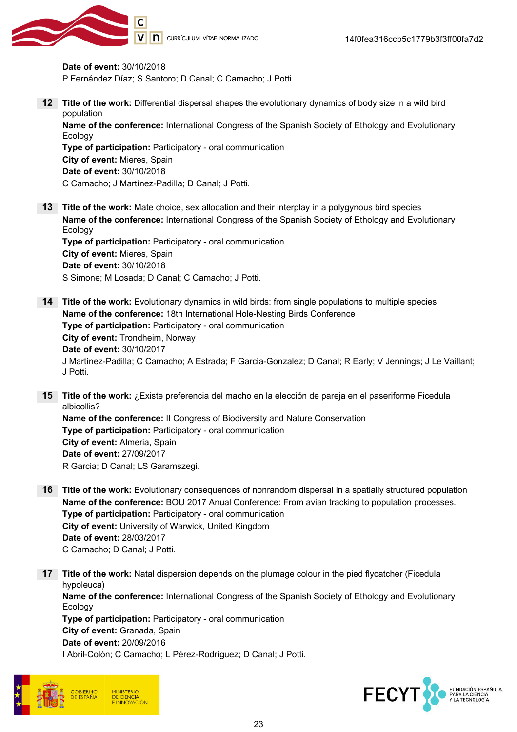**Date of event:** 30/10/2018
P Fernández Díaz; S Santoro; D Canal; C Camacho; J Potti.

**12** **Title of the work:** Differential dispersal shapes the evolutionary dynamics of body size in a wild bird population
**Name of the conference:** International Congress of the Spanish Society of Ethology and Evolutionary Ecology
**Type of participation:** Participatory - oral communication
**City of event:** Mieres, Spain
**Date of event:** 30/10/2018
C Camacho; J Martínez-Padilla; D Canal; J Potti.

**13** **Title of the work:** Mate choice, sex allocation and their interplay in a polygynous bird species
**Name of the conference:** International Congress of the Spanish Society of Ethology and Evolutionary Ecology
**Type of participation:** Participatory - oral communication
**City of event:** Mieres, Spain
**Date of event:** 30/10/2018
S Simone; M Losada; D Canal; C Camacho; J Potti.

**14** **Title of the work:** Evolutionary dynamics in wild birds: from single populations to multiple species
**Name of the conference:** 18th International Hole-Nesting Birds Conference
**Type of participation:** Participatory - oral communication
**City of event:** Trondheim, Norway
**Date of event:** 30/10/2017
J Martínez-Padilla; C Camacho; A Estrada; F Garcia-Gonzalez; D Canal; R Early; V Jennings; J Le Vaillant; J Potti.

**15** **Title of the work:** ¿Existe preferencia del macho en la elección de pareja en el paseriforme Ficedula albicollis?
**Name of the conference:** II Congress of Biodiversity and Nature Conservation
**Type of participation:** Participatory - oral communication
**City of event:** Almeria, Spain
**Date of event:** 27/09/2017
R Garcia; D Canal; LS Garamszegi.

**16** **Title of the work:** Evolutionary consequences of nonrandom dispersal in a spatially structured population
**Name of the conference:** BOU 2017 Anual Conference: From avian tracking to population processes.
**Type of participation:** Participatory - oral communication
**City of event:** University of Warwick, United Kingdom
**Date of event:** 28/03/2017
C Camacho; D Canal; J Potti.

**17** **Title of the work:** Natal dispersion depends on the plumage colour in the pied flycatcher (Ficedula hypoleuca)
**Name of the conference:** International Congress of the Spanish Society of Ethology and Evolutionary Ecology
**Type of participation:** Participatory - oral communication
**City of event:** Granada, Spain
**Date of event:** 20/09/2016
I Abril-Colón; C Camacho; L Pérez-Rodríguez; D Canal; J Potti.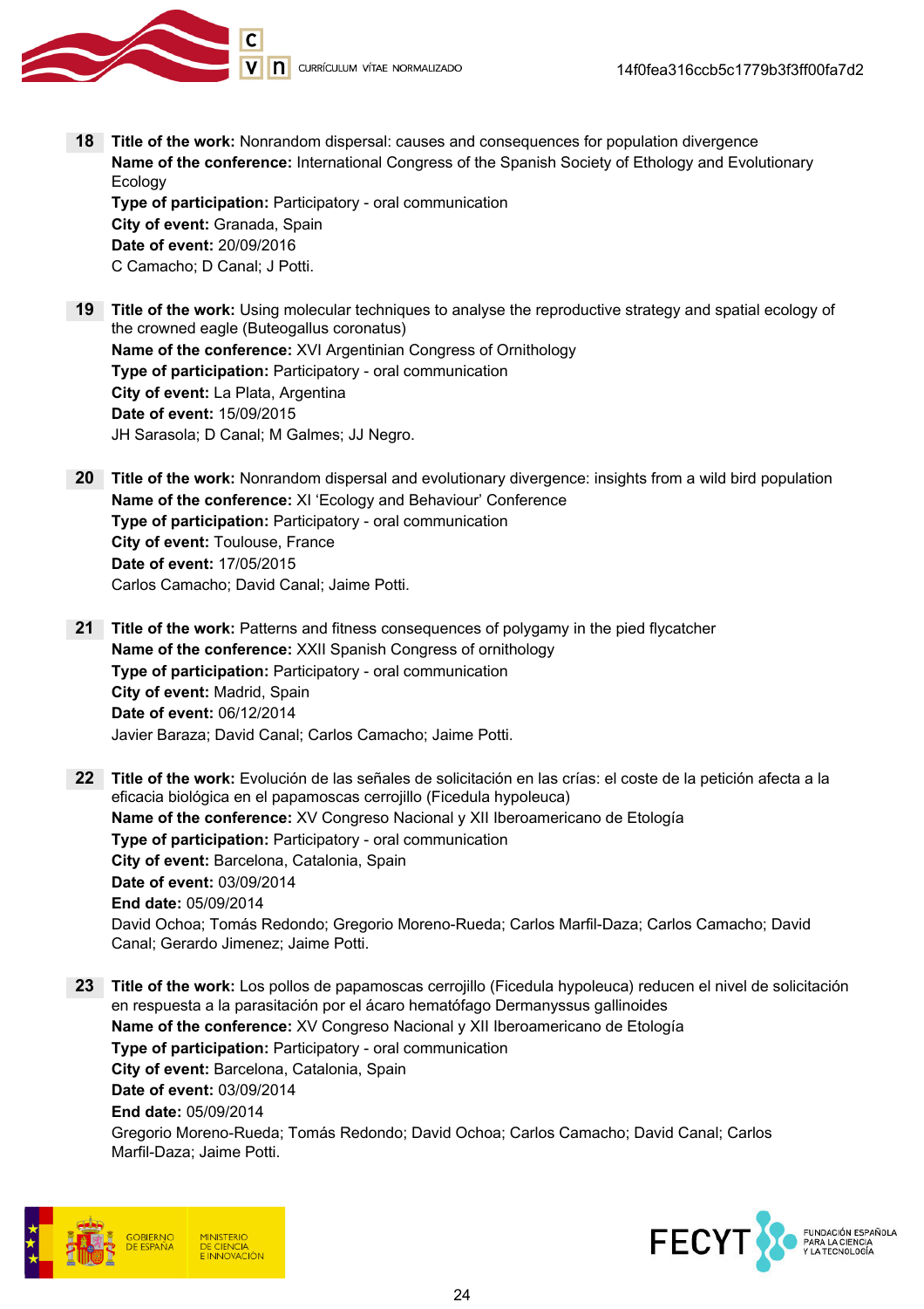**18** **Title of the work:** Nonrandom dispersal: causes and consequences for population divergence
**Name of the conference:** International Congress of the Spanish Society of Ethology and Evolutionary Ecology
**Type of participation:** Participatory - oral communication
**City of event:** Granada, Spain
**Date of event:** 20/09/2016
C Camacho; D Canal; J Potti.

**19** **Title of the work:** Using molecular techniques to analyse the reproductive strategy and spatial ecology of the crowned eagle (Buteogallus coronatus)
**Name of the conference:** XVI Argentinian Congress of Ornithology
**Type of participation:** Participatory - oral communication
**City of event:** La Plata, Argentina
**Date of event:** 15/09/2015
JH Sarasola; D Canal; M Galmes; JJ Negro.

**20** **Title of the work:** Nonrandom dispersal and evolutionary divergence: insights from a wild bird population
**Name of the conference:** XI 'Ecology and Behaviour' Conference
**Type of participation:** Participatory - oral communication
**City of event:** Toulouse, France
**Date of event:** 17/05/2015
Carlos Camacho; David Canal; Jaime Potti.

**21** **Title of the work:** Patterns and fitness consequences of polygamy in the pied flycatcher
**Name of the conference:** XXII Spanish Congress of ornithology
**Type of participation:** Participatory - oral communication
**City of event:** Madrid, Spain
**Date of event:** 06/12/2014
Javier Baraza; David Canal; Carlos Camacho; Jaime Potti.

**22** **Title of the work:** Evolución de las señales de solicitación en las crías: el coste de la petición afecta a la eficacia biológica en el papamoscas cerrojillo (Ficedula hypoleuca)
**Name of the conference:** XV Congreso Nacional y XII Iberoamericano de Etología
**Type of participation:** Participatory - oral communication
**City of event:** Barcelona, Catalonia, Spain
**Date of event:** 03/09/2014
**End date:** 05/09/2014
David Ochoa; Tomás Redondo; Gregorio Moreno-Rueda; Carlos Marfil-Daza; Carlos Camacho; David Canal; Gerardo Jimenez; Jaime Potti.

**23** **Title of the work:** Los pollos de papamoscas cerrojillo (Ficedula hypoleuca) reducen el nivel de solicitación en respuesta a la parasitación por el ácaro hematófago Dermanyssus gallinoides
**Name of the conference:** XV Congreso Nacional y XII Iberoamericano de Etología
**Type of participation:** Participatory - oral communication
**City of event:** Barcelona, Catalonia, Spain
**Date of event:** 03/09/2014
**End date:** 05/09/2014
Gregorio Moreno-Rueda; Tomás Redondo; David Ochoa; Carlos Camacho; David Canal; Carlos Marfil-Daza; Jaime Potti.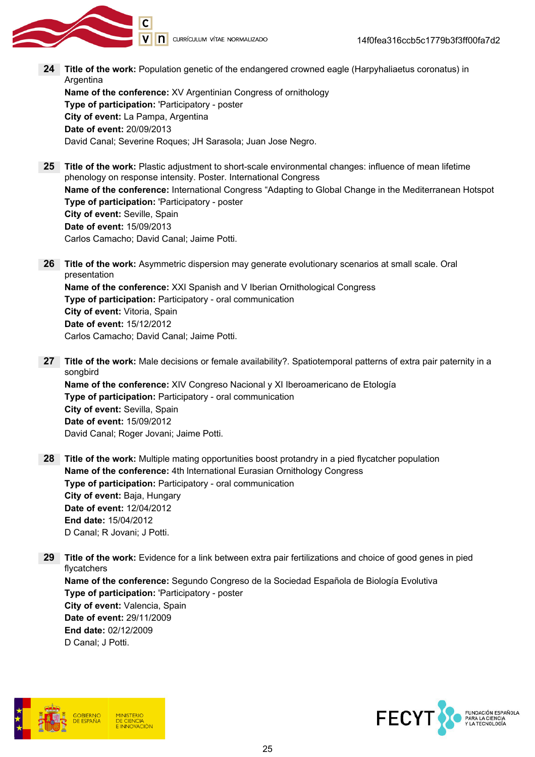**24** **Title of the work:** Population genetic of the endangered crowned eagle (Harpyhaliaetus coronatus) in Argentina
**Name of the conference:** XV Argentinian Congress of ornithology
**Type of participation:** 'Participatory - poster
**City of event:** La Pampa, Argentina
**Date of event:** 20/09/2013
David Canal; Severine Roques; JH Sarasola; Juan Jose Negro.

**25** **Title of the work:** Plastic adjustment to short-scale environmental changes: influence of mean lifetime phenology on response intensity. Poster. International Congress
**Name of the conference:** International Congress “Adapting to Global Change in the Mediterranean Hotspot
**Type of participation:** 'Participatory - poster
**City of event:** Seville, Spain
**Date of event:** 15/09/2013
Carlos Camacho; David Canal; Jaime Potti.

**26** **Title of the work:** Asymmetric dispersion may generate evolutionary scenarios at small scale. Oral presentation
**Name of the conference:** XXI Spanish and V Iberian Ornithological Congress
**Type of participation:** Participatory - oral communication
**City of event:** Vitoria, Spain
**Date of event:** 15/12/2012
Carlos Camacho; David Canal; Jaime Potti.

**27** **Title of the work:** Male decisions or female availability?. Spatiotemporal patterns of extra pair paternity in a songbird
**Name of the conference:** XIV Congreso Nacional y XI Iberoamericano de Etología
**Type of participation:** Participatory - oral communication
**City of event:** Sevilla, Spain
**Date of event:** 15/09/2012
David Canal; Roger Jovani; Jaime Potti.

**28** **Title of the work:** Multiple mating opportunities boost protandry in a pied flycatcher population
**Name of the conference:** 4th International Eurasian Ornithology Congress
**Type of participation:** Participatory - oral communication
**City of event:** Baja, Hungary
**Date of event:** 12/04/2012
**End date:** 15/04/2012
D Canal; R Jovani; J Potti.

**29** **Title of the work:** Evidence for a link between extra pair fertilizations and choice of good genes in pied flycatchers
**Name of the conference:** Segundo Congreso de la Sociedad Española de Biología Evolutiva
**Type of participation:** 'Participatory - poster
**City of event:** Valencia, Spain
**Date of event:** 29/11/2009
**End date:** 02/12/2009
D Canal; J Potti.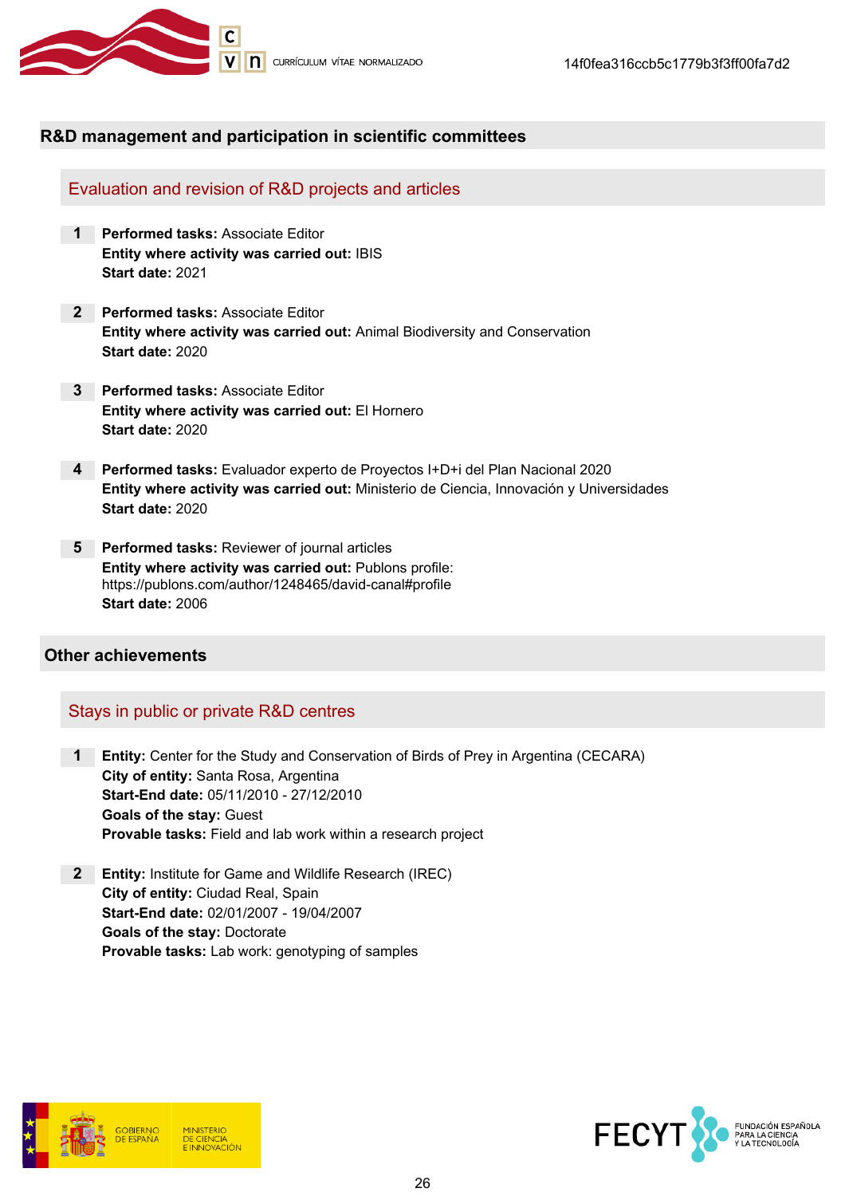## R&D management and participation in scientific committees

### Evaluation and revision of R&D projects and articles

**1** **Performed tasks:** Associate Editor
**Entity where activity was carried out:** IBIS
**Start date:** 2021

**2** **Performed tasks:** Associate Editor
**Entity where activity was carried out:** Animal Biodiversity and Conservation
**Start date:** 2020

**3** **Performed tasks:** Associate Editor
**Entity where activity was carried out:** El Hornero
**Start date:** 2020

**4** **Performed tasks:** Evaluador experto de Proyectos I+D+i del Plan Nacional 2020
**Entity where activity was carried out:** Ministerio de Ciencia, Innovación y Universidades
**Start date:** 2020

**5** **Performed tasks:** Reviewer of journal articles
**Entity where activity was carried out:** Publons profile:
https://publons.com/author/1248465/david-canal#profile
**Start date:** 2006

## Other achievements

### Stays in public or private R&D centres

**1** **Entity:** Center for the Study and Conservation of Birds of Prey in Argentina (CECARA)
**City of entity:** Santa Rosa, Argentina
**Start-End date:** 05/11/2010 - 27/12/2010
**Goals of the stay:** Guest
**Provable tasks:** Field and lab work within a research project

**2** **Entity:** Institute for Game and Wildlife Research (IREC)
**City of entity:** Ciudad Real, Spain
**Start-End date:** 02/01/2007 - 19/04/2007
**Goals of the stay:** Doctorate
**Provable tasks:** Lab work: genotyping of samples